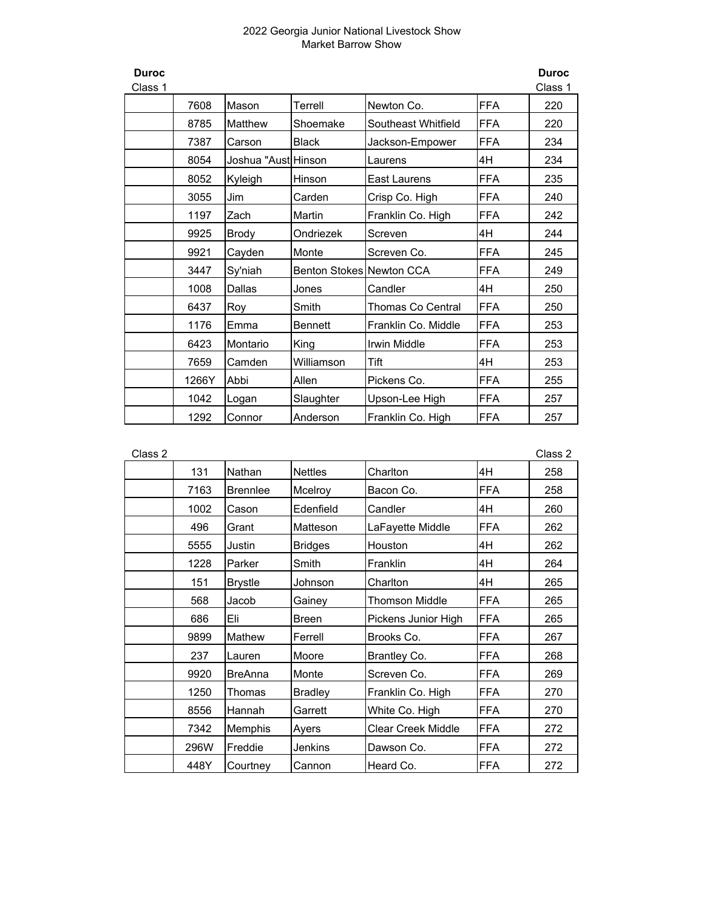# 2022 Georgia Junior National Livestock Show
## Market Barrow Show

**Duroc**
Class 1

| | | | | | | |
|---|---|---|---|---|---|---|
| | 7608 | Mason | Terrell | Newton Co. | FFA | 220 |
| | 8785 | Matthew | Shoemake | Southeast Whitfield | FFA | 220 |
| | 7387 | Carson | Black | Jackson-Empower | FFA | 234 |
| | 8054 | Joshua "Aust | Hinson | Laurens | 4H | 234 |
| | 8052 | Kyleigh | Hinson | East Laurens | FFA | 235 |
| | 3055 | Jim | Carden | Crisp Co. High | FFA | 240 |
| | 1197 | Zach | Martin | Franklin Co. High | FFA | 242 |
| | 9925 | Brody | Ondriezek | Screven | 4H | 244 |
| | 9921 | Cayden | Monte | Screven Co. | FFA | 245 |
| | 3447 | Sy'niah | Benton Stokes | Newton CCA | FFA | 249 |
| | 1008 | Dallas | Jones | Candler | 4H | 250 |
| | 6437 | Roy | Smith | Thomas Co Central | FFA | 250 |
| | 1176 | Emma | Bennett | Franklin Co. Middle | FFA | 253 |
| | 6423 | Montario | King | Irwin Middle | FFA | 253 |
| | 7659 | Camden | Williamson | Tift | 4H | 253 |
| | 1266Y | Abbi | Allen | Pickens Co. | FFA | 255 |
| | 1042 | Logan | Slaughter | Upson-Lee High | FFA | 257 |
| | 1292 | Connor | Anderson | Franklin Co. High | FFA | 257 |

Class 2

| | | | | | | |
|---|---|---|---|---|---|---|
| | 131 | Nathan | Nettles | Charlton | 4H | 258 |
| | 7163 | Brennlee | Mcelroy | Bacon Co. | FFA | 258 |
| | 1002 | Cason | Edenfield | Candler | 4H | 260 |
| | 496 | Grant | Matteson | LaFayette Middle | FFA | 262 |
| | 5555 | Justin | Bridges | Houston | 4H | 262 |
| | 1228 | Parker | Smith | Franklin | 4H | 264 |
| | 151 | Brystle | Johnson | Charlton | 4H | 265 |
| | 568 | Jacob | Gainey | Thomson Middle | FFA | 265 |
| | 686 | Eli | Breen | Pickens Junior High | FFA | 265 |
| | 9899 | Mathew | Ferrell | Brooks Co. | FFA | 267 |
| | 237 | Lauren | Moore | Brantley Co. | FFA | 268 |
| | 9920 | BreAnna | Monte | Screven Co. | FFA | 269 |
| | 1250 | Thomas | Bradley | Franklin Co. High | FFA | 270 |
| | 8556 | Hannah | Garrett | White Co. High | FFA | 270 |
| | 7342 | Memphis | Ayers | Clear Creek Middle | FFA | 272 |
| | 296W | Freddie | Jenkins | Dawson Co. | FFA | 272 |
| | 448Y | Courtney | Cannon | Heard Co. | FFA | 272 |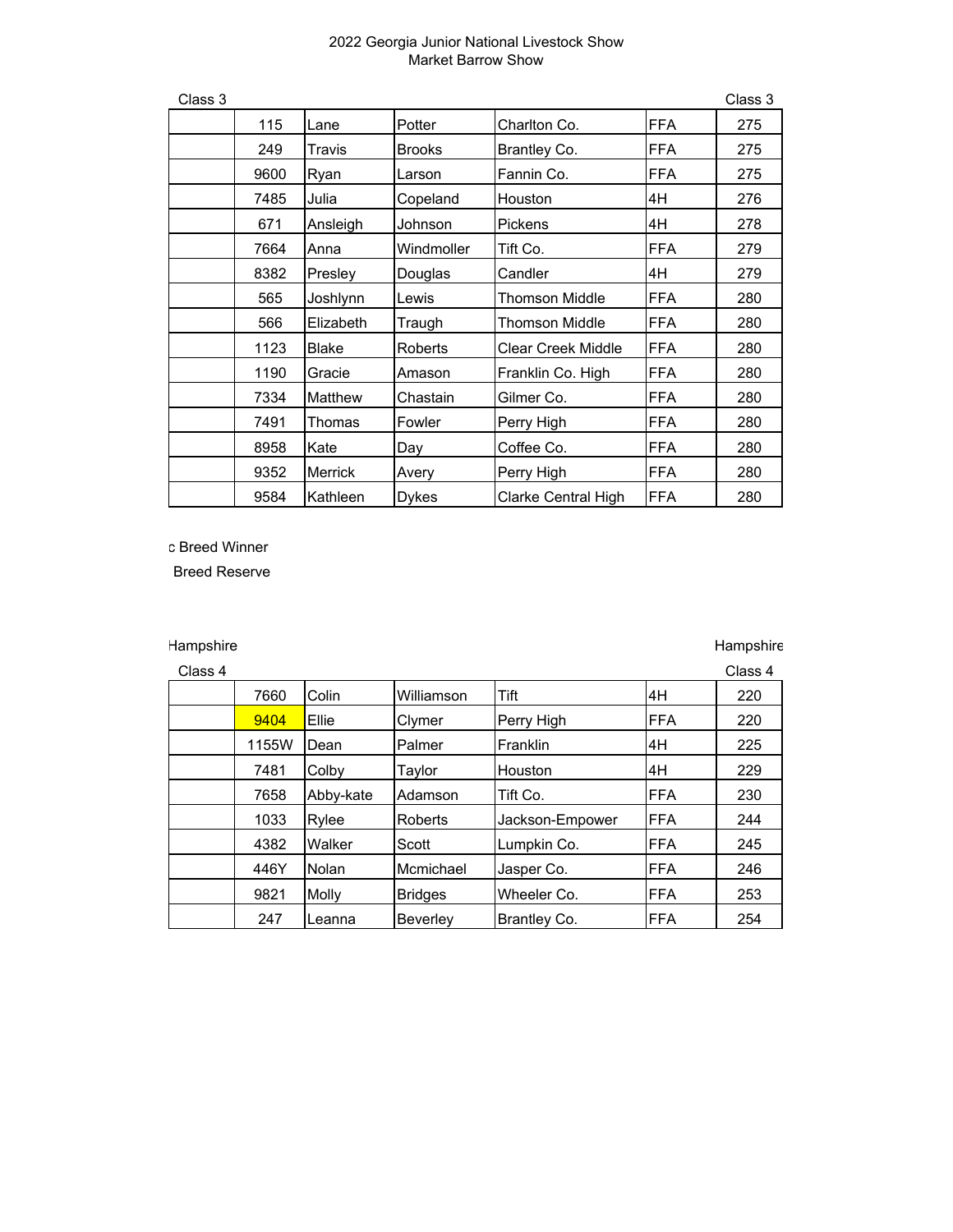2022 Georgia Junior National Livestock Show
Market Barrow Show

Class 3

| | | | | | | |
|---|---|---|---|---|---|---|
| | 115 | Lane | Potter | Charlton Co. | FFA | 275 |
| | 249 | Travis | Brooks | Brantley Co. | FFA | 275 |
| | 9600 | Ryan | Larson | Fannin Co. | FFA | 275 |
| | 7485 | Julia | Copeland | Houston | 4H | 276 |
| | 671 | Ansleigh | Johnson | Pickens | 4H | 278 |
| | 7664 | Anna | Windmoller | Tift Co. | FFA | 279 |
| | 8382 | Presley | Douglas | Candler | 4H | 279 |
| | 565 | Joshlynn | Lewis | Thomson Middle | FFA | 280 |
| | 566 | Elizabeth | Traugh | Thomson Middle | FFA | 280 |
| | 1123 | Blake | Roberts | Clear Creek Middle | FFA | 280 |
| | 1190 | Gracie | Amason | Franklin Co. High | FFA | 280 |
| | 7334 | Matthew | Chastain | Gilmer Co. | FFA | 280 |
| | 7491 | Thomas | Fowler | Perry High | FFA | 280 |
| | 8958 | Kate | Day | Coffee Co. | FFA | 280 |
| | 9352 | Merrick | Avery | Perry High | FFA | 280 |
| | 9584 | Kathleen | Dykes | Clarke Central High | FFA | 280 |

c Breed Winner

Breed Reserve

Hampshire

Class 4

| | | | | | | |
|---|---|---|---|---|---|---|
| | 7660 | Colin | Williamson | Tift | 4H | 220 |
| | 9404 | Ellie | Clymer | Perry High | FFA | 220 |
| | 1155W | Dean | Palmer | Franklin | 4H | 225 |
| | 7481 | Colby | Taylor | Houston | 4H | 229 |
| | 7658 | Abby-kate | Adamson | Tift Co. | FFA | 230 |
| | 1033 | Rylee | Roberts | Jackson-Empower | FFA | 244 |
| | 4382 | Walker | Scott | Lumpkin Co. | FFA | 245 |
| | 446Y | Nolan | Mcmichael | Jasper Co. | FFA | 246 |
| | 9821 | Molly | Bridges | Wheeler Co. | FFA | 253 |
| | 247 | Leanna | Beverley | Brantley Co. | FFA | 254 |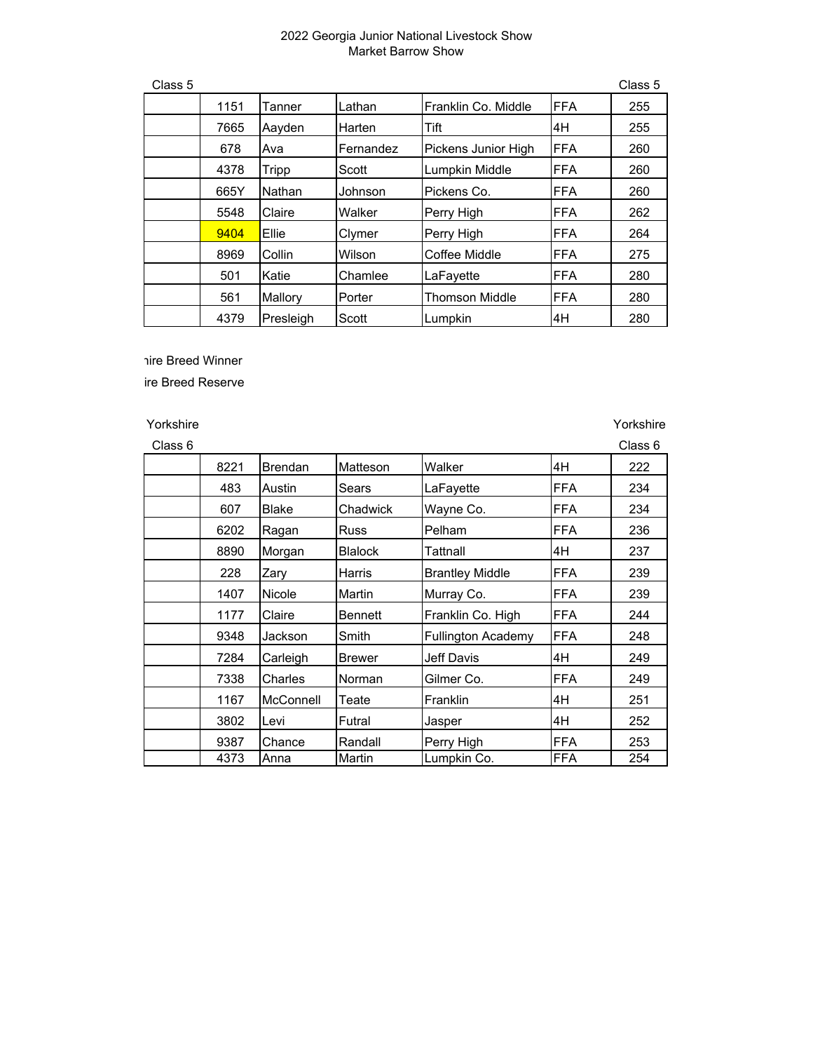2022 Georgia Junior National Livestock Show
Market Barrow Show

Class 5 | Class 5

| | | | | | | |
|---|---|---|---|---|---|---|
| | 1151 | Tanner | Lathan | Franklin Co. Middle | FFA | 255 |
| | 7665 | Aayden | Harten | Tift | 4H | 255 |
| | 678 | Ava | Fernandez | Pickens Junior High | FFA | 260 |
| | 4378 | Tripp | Scott | Lumpkin Middle | FFA | 260 |
| | 665Y | Nathan | Johnson | Pickens Co. | FFA | 260 |
| | 5548 | Claire | Walker | Perry High | FFA | 262 |
| | 9404 | Ellie | Clymer | Perry High | FFA | 264 |
| | 8969 | Collin | Wilson | Coffee Middle | FFA | 275 |
| | 501 | Katie | Chamlee | LaFayette | FFA | 280 |
| | 561 | Mallory | Porter | Thomson Middle | FFA | 280 |
| | 4379 | Presleigh | Scott | Lumpkin | 4H | 280 |

ıire Breed Winner

ire Breed Reserve

Yorkshire | Yorkshire

Class 6 | Class 6

| | | | | | | |
|---|---|---|---|---|---|---|
| | 8221 | Brendan | Matteson | Walker | 4H | 222 |
| | 483 | Austin | Sears | LaFayette | FFA | 234 |
| | 607 | Blake | Chadwick | Wayne Co. | FFA | 234 |
| | 6202 | Ragan | Russ | Pelham | FFA | 236 |
| | 8890 | Morgan | Blalock | Tattnall | 4H | 237 |
| | 228 | Zary | Harris | Brantley Middle | FFA | 239 |
| | 1407 | Nicole | Martin | Murray Co. | FFA | 239 |
| | 1177 | Claire | Bennett | Franklin Co. High | FFA | 244 |
| | 9348 | Jackson | Smith | Fullington Academy | FFA | 248 |
| | 7284 | Carleigh | Brewer | Jeff Davis | 4H | 249 |
| | 7338 | Charles | Norman | Gilmer Co. | FFA | 249 |
| | 1167 | McConnell | Teate | Franklin | 4H | 251 |
| | 3802 | Levi | Futral | Jasper | 4H | 252 |
| | 9387 | Chance | Randall | Perry High | FFA | 253 |
| | 4373 | Anna | Martin | Lumpkin Co. | FFA | 254 |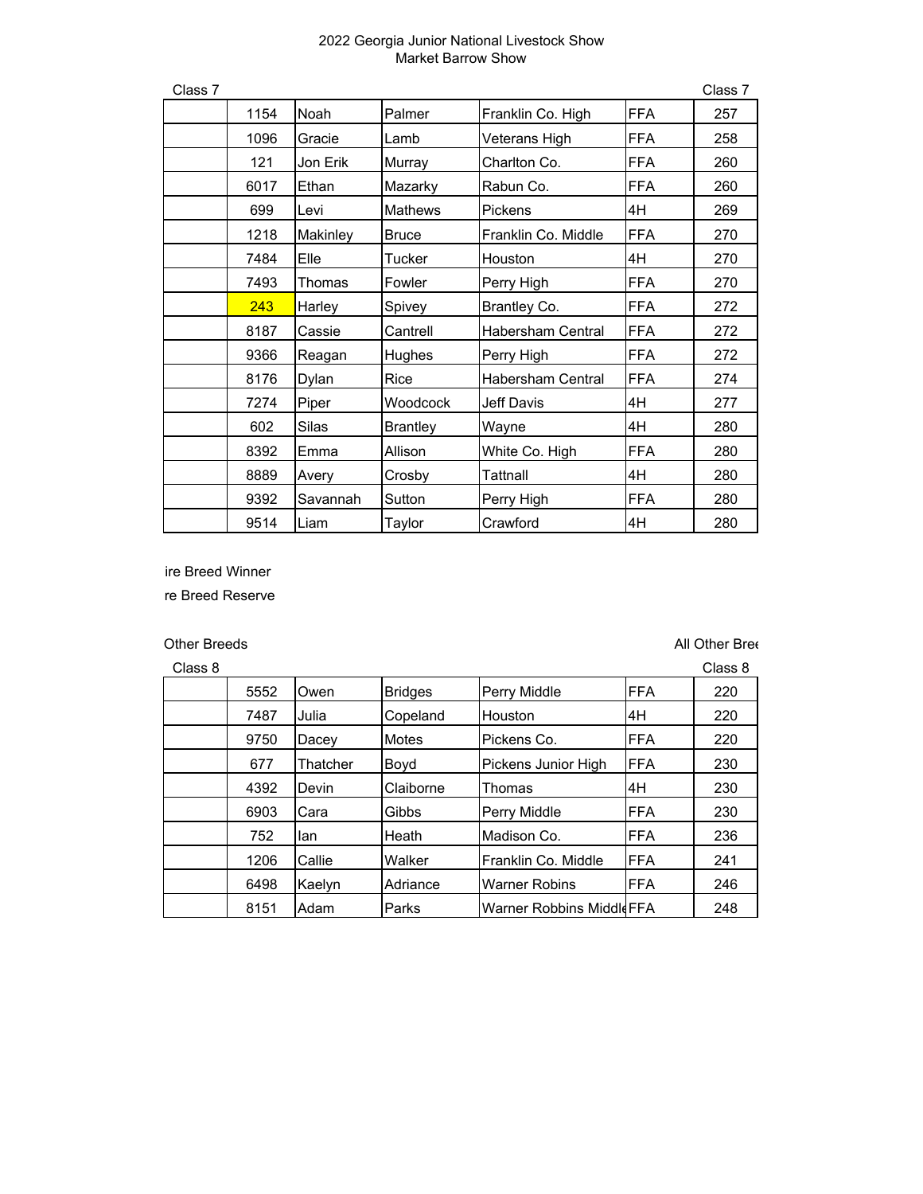2022 Georgia Junior National Livestock Show
Market Barrow Show

Class 7 | Class 7

| | | | | | | |
|---|---|---|---|---|---|---|
| | 1154 | Noah | Palmer | Franklin Co. High | FFA | 257 |
| | 1096 | Gracie | Lamb | Veterans High | FFA | 258 |
| | 121 | Jon Erik | Murray | Charlton Co. | FFA | 260 |
| | 6017 | Ethan | Mazarky | Rabun Co. | FFA | 260 |
| | 699 | Levi | Mathews | Pickens | 4H | 269 |
| | 1218 | Makinley | Bruce | Franklin Co. Middle | FFA | 270 |
| | 7484 | Elle | Tucker | Houston | 4H | 270 |
| | 7493 | Thomas | Fowler | Perry High | FFA | 270 |
| | 243 | Harley | Spivey | Brantley Co. | FFA | 272 |
| | 8187 | Cassie | Cantrell | Habersham Central | FFA | 272 |
| | 9366 | Reagan | Hughes | Perry High | FFA | 272 |
| | 8176 | Dylan | Rice | Habersham Central | FFA | 274 |
| | 7274 | Piper | Woodcock | Jeff Davis | 4H | 277 |
| | 602 | Silas | Brantley | Wayne | 4H | 280 |
| | 8392 | Emma | Allison | White Co. High | FFA | 280 |
| | 8889 | Avery | Crosby | Tattnall | 4H | 280 |
| | 9392 | Savannah | Sutton | Perry High | FFA | 280 |
| | 9514 | Liam | Taylor | Crawford | 4H | 280 |

ire Breed Winner

re Breed Reserve

Other Breeds | All Other Bree

Class 8 | Class 8

| | | | | | | |
|---|---|---|---|---|---|---|
| | 5552 | Owen | Bridges | Perry Middle | FFA | 220 |
| | 7487 | Julia | Copeland | Houston | 4H | 220 |
| | 9750 | Dacey | Motes | Pickens Co. | FFA | 220 |
| | 677 | Thatcher | Boyd | Pickens Junior High | FFA | 230 |
| | 4392 | Devin | Claiborne | Thomas | 4H | 230 |
| | 6903 | Cara | Gibbs | Perry Middle | FFA | 230 |
| | 752 | Ian | Heath | Madison Co. | FFA | 236 |
| | 1206 | Callie | Walker | Franklin Co. Middle | FFA | 241 |
| | 6498 | Kaelyn | Adriance | Warner Robins | FFA | 246 |
| | 8151 | Adam | Parks | Warner Robbins Middl | FFA | 248 |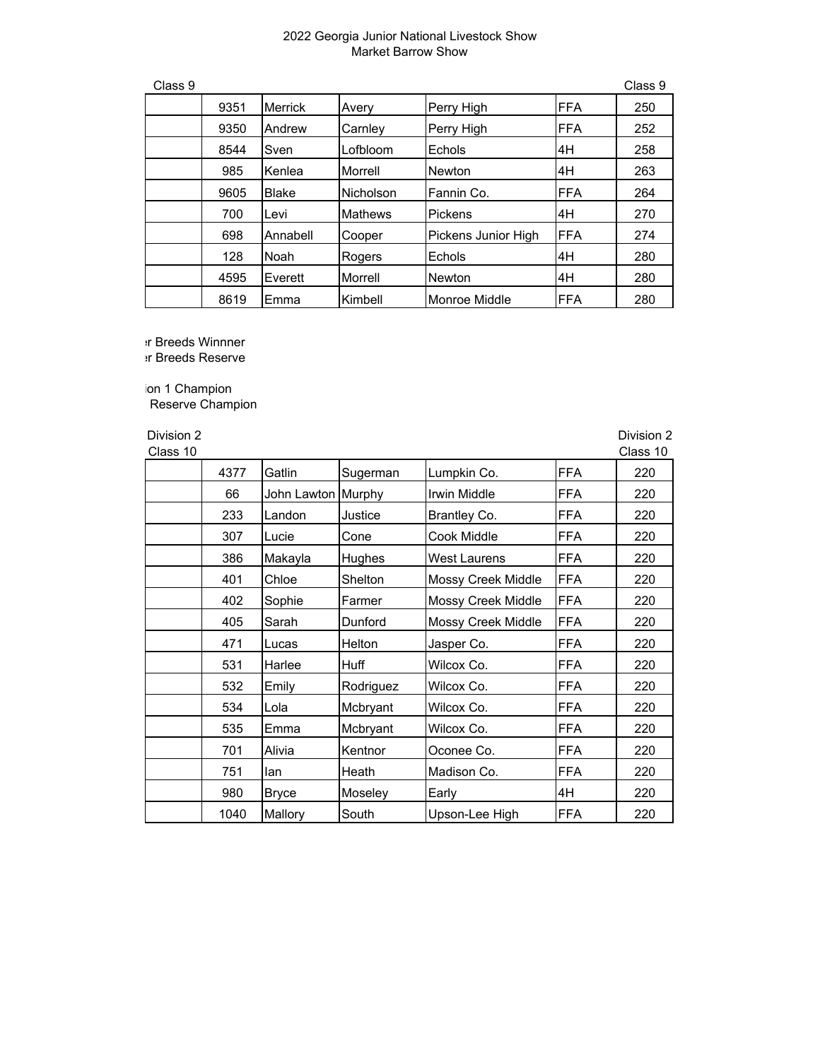2022 Georgia Junior National Livestock Show
Market Barrow Show

Class 9 | Class 9

| | | | | | | |
|---|---|---|---|---|---|---|
| | 9351 | Merrick | Avery | Perry High | FFA | 250 |
| | 9350 | Andrew | Carnley | Perry High | FFA | 252 |
| | 8544 | Sven | Lofbloom | Echols | 4H | 258 |
| | 985 | Kenlea | Morrell | Newton | 4H | 263 |
| | 9605 | Blake | Nicholson | Fannin Co. | FFA | 264 |
| | 700 | Levi | Mathews | Pickens | 4H | 270 |
| | 698 | Annabell | Cooper | Pickens Junior High | FFA | 274 |
| | 128 | Noah | Rogers | Echols | 4H | 280 |
| | 4595 | Everett | Morrell | Newton | 4H | 280 |
| | 8619 | Emma | Kimbell | Monroe Middle | FFA | 280 |

r Breeds Winnner
r Breeds Reserve

ion 1 Champion
Reserve Champion

Division 2 | Division 2
Class 10 | Class 10

| | | | | | | |
|---|---|---|---|---|---|---|
| | 4377 | Gatlin | Sugerman | Lumpkin Co. | FFA | 220 |
| | 66 | John Lawton | Murphy | Irwin Middle | FFA | 220 |
| | 233 | Landon | Justice | Brantley Co. | FFA | 220 |
| | 307 | Lucie | Cone | Cook Middle | FFA | 220 |
| | 386 | Makayla | Hughes | West Laurens | FFA | 220 |
| | 401 | Chloe | Shelton | Mossy Creek Middle | FFA | 220 |
| | 402 | Sophie | Farmer | Mossy Creek Middle | FFA | 220 |
| | 405 | Sarah | Dunford | Mossy Creek Middle | FFA | 220 |
| | 471 | Lucas | Helton | Jasper Co. | FFA | 220 |
| | 531 | Harlee | Huff | Wilcox Co. | FFA | 220 |
| | 532 | Emily | Rodriguez | Wilcox Co. | FFA | 220 |
| | 534 | Lola | Mcbryant | Wilcox Co. | FFA | 220 |
| | 535 | Emma | Mcbryant | Wilcox Co. | FFA | 220 |
| | 701 | Alivia | Kentnor | Oconee Co. | FFA | 220 |
| | 751 | Ian | Heath | Madison Co. | FFA | 220 |
| | 980 | Bryce | Moseley | Early | 4H | 220 |
| | 1040 | Mallory | South | Upson-Lee High | FFA | 220 |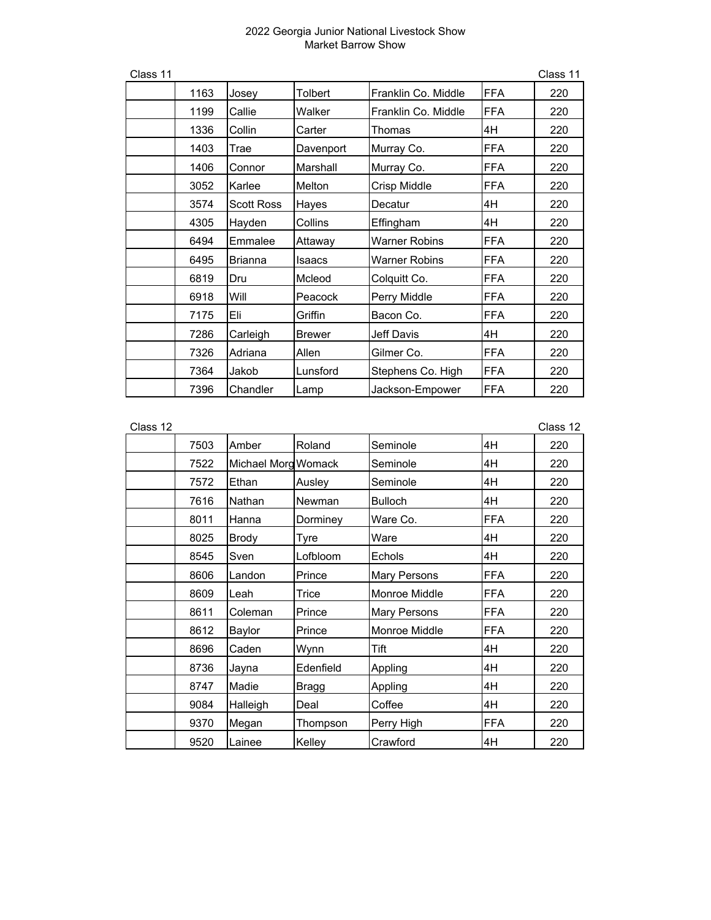# 2022 Georgia Junior National Livestock Show
## Market Barrow Show

Class 11 — Class 11

| | | | | | | |
|---|---|---|---|---|---|---|
| | 1163 | Josey | Tolbert | Franklin Co. Middle | FFA | 220 |
| | 1199 | Callie | Walker | Franklin Co. Middle | FFA | 220 |
| | 1336 | Collin | Carter | Thomas | 4H | 220 |
| | 1403 | Trae | Davenport | Murray Co. | FFA | 220 |
| | 1406 | Connor | Marshall | Murray Co. | FFA | 220 |
| | 3052 | Karlee | Melton | Crisp Middle | FFA | 220 |
| | 3574 | Scott Ross | Hayes | Decatur | 4H | 220 |
| | 4305 | Hayden | Collins | Effingham | 4H | 220 |
| | 6494 | Emmalee | Attaway | Warner Robins | FFA | 220 |
| | 6495 | Brianna | Isaacs | Warner Robins | FFA | 220 |
| | 6819 | Dru | Mcleod | Colquitt Co. | FFA | 220 |
| | 6918 | Will | Peacock | Perry Middle | FFA | 220 |
| | 7175 | Eli | Griffin | Bacon Co. | FFA | 220 |
| | 7286 | Carleigh | Brewer | Jeff Davis | 4H | 220 |
| | 7326 | Adriana | Allen | Gilmer Co. | FFA | 220 |
| | 7364 | Jakob | Lunsford | Stephens Co. High | FFA | 220 |
| | 7396 | Chandler | Lamp | Jackson-Empower | FFA | 220 |

Class 12 — Class 12

| | | | | | | |
|---|---|---|---|---|---|---|
| | 7503 | Amber | Roland | Seminole | 4H | 220 |
| | 7522 | Michael Morg | Womack | Seminole | 4H | 220 |
| | 7572 | Ethan | Ausley | Seminole | 4H | 220 |
| | 7616 | Nathan | Newman | Bulloch | 4H | 220 |
| | 8011 | Hanna | Dorminey | Ware Co. | FFA | 220 |
| | 8025 | Brody | Tyre | Ware | 4H | 220 |
| | 8545 | Sven | Lofbloom | Echols | 4H | 220 |
| | 8606 | Landon | Prince | Mary Persons | FFA | 220 |
| | 8609 | Leah | Trice | Monroe Middle | FFA | 220 |
| | 8611 | Coleman | Prince | Mary Persons | FFA | 220 |
| | 8612 | Baylor | Prince | Monroe Middle | FFA | 220 |
| | 8696 | Caden | Wynn | Tift | 4H | 220 |
| | 8736 | Jayna | Edenfield | Appling | 4H | 220 |
| | 8747 | Madie | Bragg | Appling | 4H | 220 |
| | 9084 | Halleigh | Deal | Coffee | 4H | 220 |
| | 9370 | Megan | Thompson | Perry High | FFA | 220 |
| | 9520 | Lainee | Kelley | Crawford | 4H | 220 |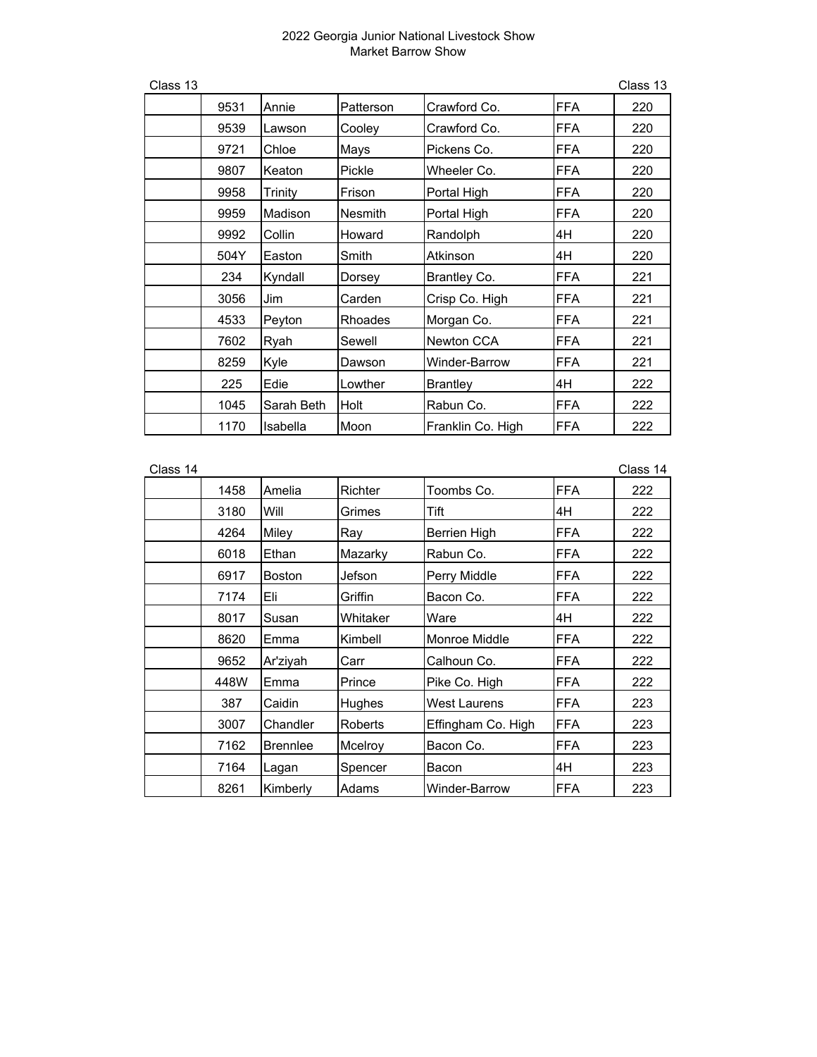2022 Georgia Junior National Livestock Show
Market Barrow Show

Class 13

| | | | | | | |
|---|---|---|---|---|---|---|
| | 9531 | Annie | Patterson | Crawford Co. | FFA | 220 |
| | 9539 | Lawson | Cooley | Crawford Co. | FFA | 220 |
| | 9721 | Chloe | Mays | Pickens Co. | FFA | 220 |
| | 9807 | Keaton | Pickle | Wheeler Co. | FFA | 220 |
| | 9958 | Trinity | Frison | Portal High | FFA | 220 |
| | 9959 | Madison | Nesmith | Portal High | FFA | 220 |
| | 9992 | Collin | Howard | Randolph | 4H | 220 |
| | 504Y | Easton | Smith | Atkinson | 4H | 220 |
| | 234 | Kyndall | Dorsey | Brantley Co. | FFA | 221 |
| | 3056 | Jim | Carden | Crisp Co. High | FFA | 221 |
| | 4533 | Peyton | Rhoades | Morgan Co. | FFA | 221 |
| | 7602 | Ryah | Sewell | Newton CCA | FFA | 221 |
| | 8259 | Kyle | Dawson | Winder-Barrow | FFA | 221 |
| | 225 | Edie | Lowther | Brantley | 4H | 222 |
| | 1045 | Sarah Beth | Holt | Rabun Co. | FFA | 222 |
| | 1170 | Isabella | Moon | Franklin Co. High | FFA | 222 |

Class 14

| | | | | | | |
|---|---|---|---|---|---|---|
| | 1458 | Amelia | Richter | Toombs Co. | FFA | 222 |
| | 3180 | Will | Grimes | Tift | 4H | 222 |
| | 4264 | Miley | Ray | Berrien High | FFA | 222 |
| | 6018 | Ethan | Mazarky | Rabun Co. | FFA | 222 |
| | 6917 | Boston | Jefson | Perry Middle | FFA | 222 |
| | 7174 | Eli | Griffin | Bacon Co. | FFA | 222 |
| | 8017 | Susan | Whitaker | Ware | 4H | 222 |
| | 8620 | Emma | Kimbell | Monroe Middle | FFA | 222 |
| | 9652 | Ar'ziyah | Carr | Calhoun Co. | FFA | 222 |
| | 448W | Emma | Prince | Pike Co. High | FFA | 222 |
| | 387 | Caidin | Hughes | West Laurens | FFA | 223 |
| | 3007 | Chandler | Roberts | Effingham Co. High | FFA | 223 |
| | 7162 | Brennlee | Mcelroy | Bacon Co. | FFA | 223 |
| | 7164 | Lagan | Spencer | Bacon | 4H | 223 |
| | 8261 | Kimberly | Adams | Winder-Barrow | FFA | 223 |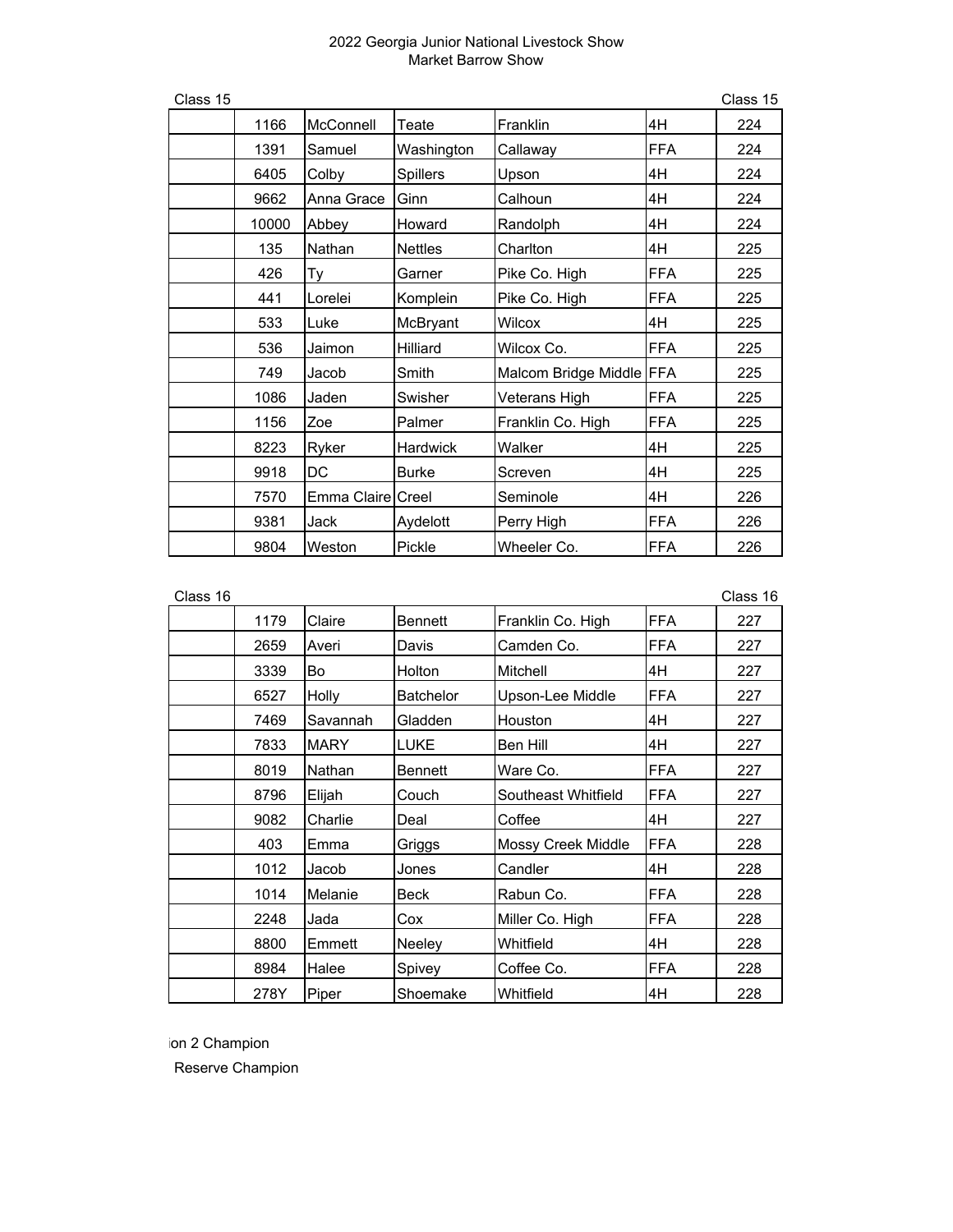# 2022 Georgia Junior National Livestock Show
## Market Barrow Show

Class 15

| | | | | | | |
|---|---|---|---|---|---|---|
| | 1166 | McConnell | Teate | Franklin | 4H | 224 |
| | 1391 | Samuel | Washington | Callaway | FFA | 224 |
| | 6405 | Colby | Spillers | Upson | 4H | 224 |
| | 9662 | Anna Grace | Ginn | Calhoun | 4H | 224 |
| | 10000 | Abbey | Howard | Randolph | 4H | 224 |
| | 135 | Nathan | Nettles | Charlton | 4H | 225 |
| | 426 | Ty | Garner | Pike Co. High | FFA | 225 |
| | 441 | Lorelei | Komplein | Pike Co. High | FFA | 225 |
| | 533 | Luke | McBryant | Wilcox | 4H | 225 |
| | 536 | Jaimon | Hilliard | Wilcox Co. | FFA | 225 |
| | 749 | Jacob | Smith | Malcom Bridge Middle | FFA | 225 |
| | 1086 | Jaden | Swisher | Veterans High | FFA | 225 |
| | 1156 | Zoe | Palmer | Franklin Co. High | FFA | 225 |
| | 8223 | Ryker | Hardwick | Walker | 4H | 225 |
| | 9918 | DC | Burke | Screven | 4H | 225 |
| | 7570 | Emma Claire | Creel | Seminole | 4H | 226 |
| | 9381 | Jack | Aydelott | Perry High | FFA | 226 |
| | 9804 | Weston | Pickle | Wheeler Co. | FFA | 226 |

Class 16

| | | | | | | |
|---|---|---|---|---|---|---|
| | 1179 | Claire | Bennett | Franklin Co. High | FFA | 227 |
| | 2659 | Averi | Davis | Camden Co. | FFA | 227 |
| | 3339 | Bo | Holton | Mitchell | 4H | 227 |
| | 6527 | Holly | Batchelor | Upson-Lee Middle | FFA | 227 |
| | 7469 | Savannah | Gladden | Houston | 4H | 227 |
| | 7833 | MARY | LUKE | Ben Hill | 4H | 227 |
| | 8019 | Nathan | Bennett | Ware Co. | FFA | 227 |
| | 8796 | Elijah | Couch | Southeast Whitfield | FFA | 227 |
| | 9082 | Charlie | Deal | Coffee | 4H | 227 |
| | 403 | Emma | Griggs | Mossy Creek Middle | FFA | 228 |
| | 1012 | Jacob | Jones | Candler | 4H | 228 |
| | 1014 | Melanie | Beck | Rabun Co. | FFA | 228 |
| | 2248 | Jada | Cox | Miller Co. High | FFA | 228 |
| | 8800 | Emmett | Neeley | Whitfield | 4H | 228 |
| | 8984 | Halee | Spivey | Coffee Co. | FFA | 228 |
| | 278Y | Piper | Shoemake | Whitfield | 4H | 228 |

ion 2 Champion

Reserve Champion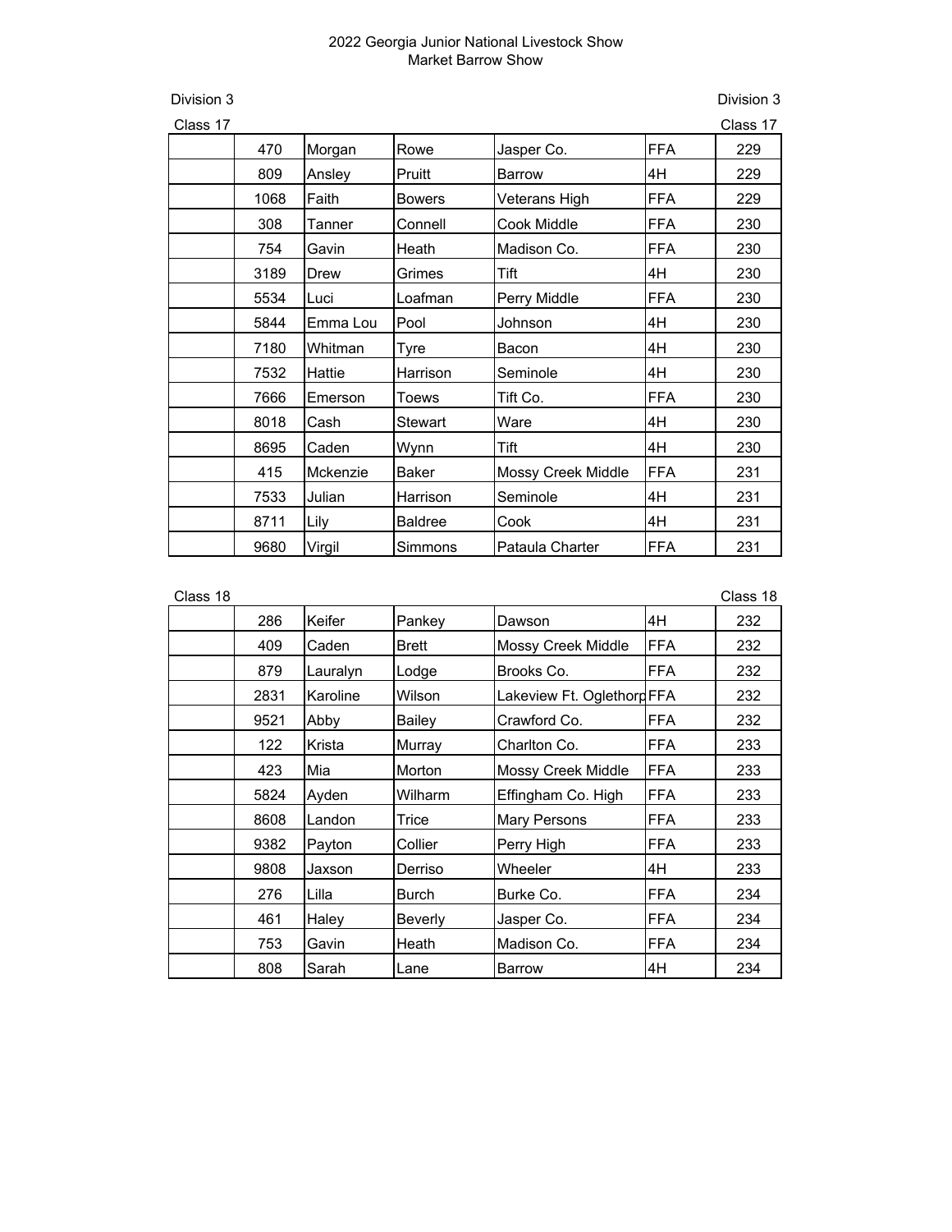# 2022 Georgia Junior National Livestock Show
## Market Barrow Show

Division 3 | Division 3

Class 17 | Class 17

| | | | | | | |
|---|---|---|---|---|---|---|
| | 470 | Morgan | Rowe | Jasper Co. | FFA | 229 |
| | 809 | Ansley | Pruitt | Barrow | 4H | 229 |
| | 1068 | Faith | Bowers | Veterans High | FFA | 229 |
| | 308 | Tanner | Connell | Cook Middle | FFA | 230 |
| | 754 | Gavin | Heath | Madison Co. | FFA | 230 |
| | 3189 | Drew | Grimes | Tift | 4H | 230 |
| | 5534 | Luci | Loafman | Perry Middle | FFA | 230 |
| | 5844 | Emma Lou | Pool | Johnson | 4H | 230 |
| | 7180 | Whitman | Tyre | Bacon | 4H | 230 |
| | 7532 | Hattie | Harrison | Seminole | 4H | 230 |
| | 7666 | Emerson | Toews | Tift Co. | FFA | 230 |
| | 8018 | Cash | Stewart | Ware | 4H | 230 |
| | 8695 | Caden | Wynn | Tift | 4H | 230 |
| | 415 | Mckenzie | Baker | Mossy Creek Middle | FFA | 231 |
| | 7533 | Julian | Harrison | Seminole | 4H | 231 |
| | 8711 | Lily | Baldree | Cook | 4H | 231 |
| | 9680 | Virgil | Simmons | Pataula Charter | FFA | 231 |

Class 18 | Class 18

| | | | | | | |
|---|---|---|---|---|---|---|
| | 286 | Keifer | Pankey | Dawson | 4H | 232 |
| | 409 | Caden | Brett | Mossy Creek Middle | FFA | 232 |
| | 879 | Lauralyn | Lodge | Brooks Co. | FFA | 232 |
| | 2831 | Karoline | Wilson | Lakeview Ft. Oglethorp | FFA | 232 |
| | 9521 | Abby | Bailey | Crawford Co. | FFA | 232 |
| | 122 | Krista | Murray | Charlton Co. | FFA | 233 |
| | 423 | Mia | Morton | Mossy Creek Middle | FFA | 233 |
| | 5824 | Ayden | Wilharm | Effingham Co. High | FFA | 233 |
| | 8608 | Landon | Trice | Mary Persons | FFA | 233 |
| | 9382 | Payton | Collier | Perry High | FFA | 233 |
| | 9808 | Jaxson | Derriso | Wheeler | 4H | 233 |
| | 276 | Lilla | Burch | Burke Co. | FFA | 234 |
| | 461 | Haley | Beverly | Jasper Co. | FFA | 234 |
| | 753 | Gavin | Heath | Madison Co. | FFA | 234 |
| | 808 | Sarah | Lane | Barrow | 4H | 234 |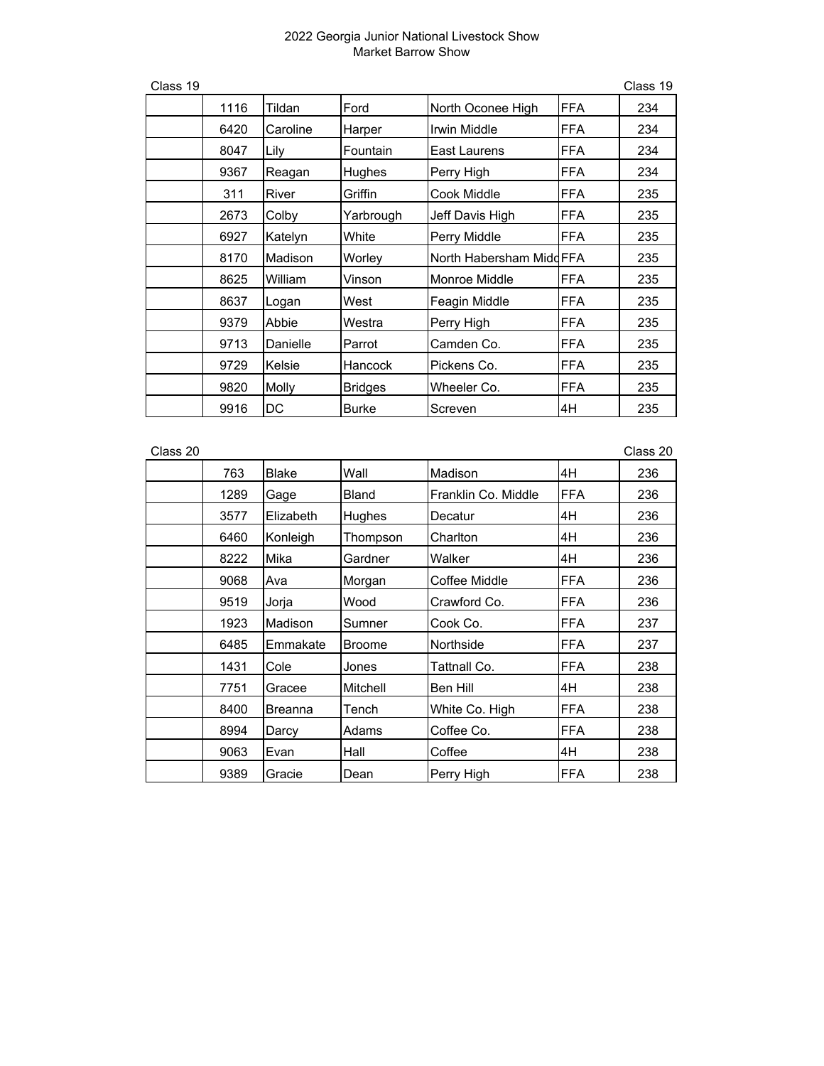# 2022 Georgia Junior National Livestock Show
## Market Barrow Show

Class 19 | Class 19

| | | | | | | |
|---|---|---|---|---|---|---|
| | 1116 | Tildan | Ford | North Oconee High | FFA | 234 |
| | 6420 | Caroline | Harper | Irwin Middle | FFA | 234 |
| | 8047 | Lily | Fountain | East Laurens | FFA | 234 |
| | 9367 | Reagan | Hughes | Perry High | FFA | 234 |
| | 311 | River | Griffin | Cook Middle | FFA | 235 |
| | 2673 | Colby | Yarbrough | Jeff Davis High | FFA | 235 |
| | 6927 | Katelyn | White | Perry Middle | FFA | 235 |
| | 8170 | Madison | Worley | North Habersham Midd | FFA | 235 |
| | 8625 | William | Vinson | Monroe Middle | FFA | 235 |
| | 8637 | Logan | West | Feagin Middle | FFA | 235 |
| | 9379 | Abbie | Westra | Perry High | FFA | 235 |
| | 9713 | Danielle | Parrot | Camden Co. | FFA | 235 |
| | 9729 | Kelsie | Hancock | Pickens Co. | FFA | 235 |
| | 9820 | Molly | Bridges | Wheeler Co. | FFA | 235 |
| | 9916 | DC | Burke | Screven | 4H | 235 |

Class 20 | Class 20

| | | | | | | |
|---|---|---|---|---|---|---|
| | 763 | Blake | Wall | Madison | 4H | 236 |
| | 1289 | Gage | Bland | Franklin Co. Middle | FFA | 236 |
| | 3577 | Elizabeth | Hughes | Decatur | 4H | 236 |
| | 6460 | Konleigh | Thompson | Charlton | 4H | 236 |
| | 8222 | Mika | Gardner | Walker | 4H | 236 |
| | 9068 | Ava | Morgan | Coffee Middle | FFA | 236 |
| | 9519 | Jorja | Wood | Crawford Co. | FFA | 236 |
| | 1923 | Madison | Sumner | Cook Co. | FFA | 237 |
| | 6485 | Emmakate | Broome | Northside | FFA | 237 |
| | 1431 | Cole | Jones | Tattnall Co. | FFA | 238 |
| | 7751 | Gracee | Mitchell | Ben Hill | 4H | 238 |
| | 8400 | Breanna | Tench | White Co. High | FFA | 238 |
| | 8994 | Darcy | Adams | Coffee Co. | FFA | 238 |
| | 9063 | Evan | Hall | Coffee | 4H | 238 |
| | 9389 | Gracie | Dean | Perry High | FFA | 238 |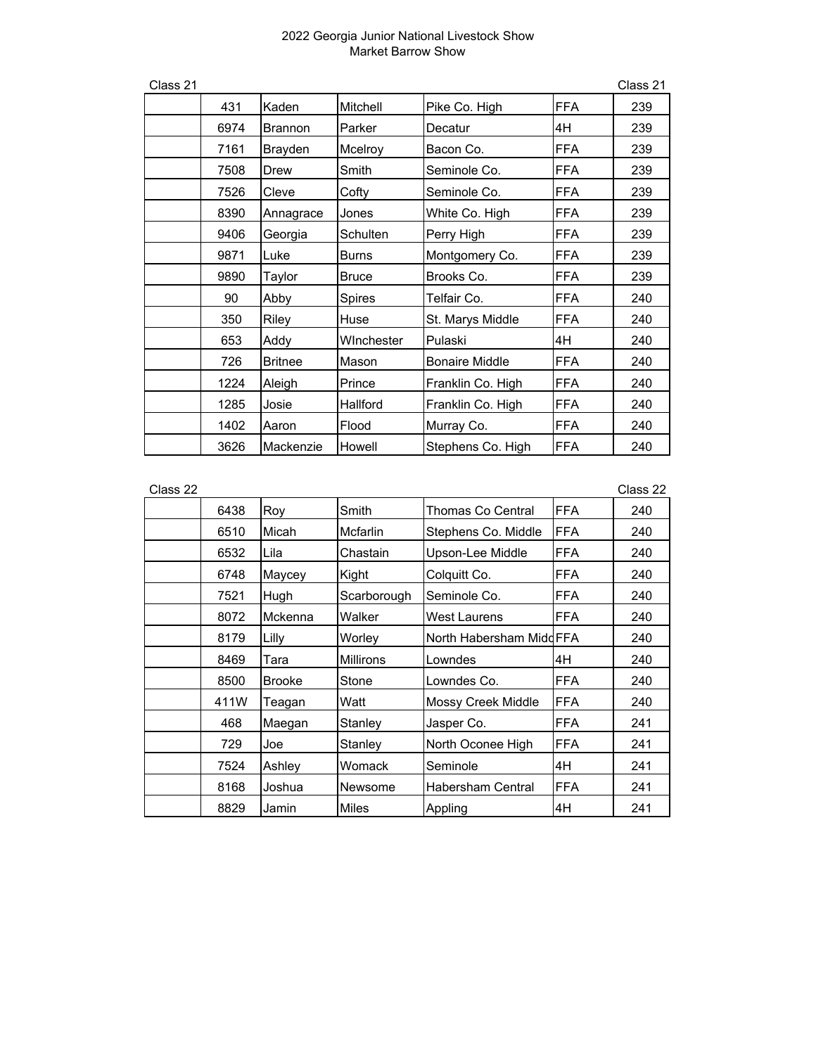2022 Georgia Junior National Livestock Show
Market Barrow Show

Class 21 | Class 21

| | | | | | | |
|---|---|---|---|---|---|---|
| | 431 | Kaden | Mitchell | Pike Co. High | FFA | 239 |
| | 6974 | Brannon | Parker | Decatur | 4H | 239 |
| | 7161 | Brayden | Mcelroy | Bacon Co. | FFA | 239 |
| | 7508 | Drew | Smith | Seminole Co. | FFA | 239 |
| | 7526 | Cleve | Cofty | Seminole Co. | FFA | 239 |
| | 8390 | Annagrace | Jones | White Co. High | FFA | 239 |
| | 9406 | Georgia | Schulten | Perry High | FFA | 239 |
| | 9871 | Luke | Burns | Montgomery Co. | FFA | 239 |
| | 9890 | Taylor | Bruce | Brooks Co. | FFA | 239 |
| | 90 | Abby | Spires | Telfair Co. | FFA | 240 |
| | 350 | Riley | Huse | St. Marys Middle | FFA | 240 |
| | 653 | Addy | WInchester | Pulaski | 4H | 240 |
| | 726 | Britnee | Mason | Bonaire Middle | FFA | 240 |
| | 1224 | Aleigh | Prince | Franklin Co. High | FFA | 240 |
| | 1285 | Josie | Hallford | Franklin Co. High | FFA | 240 |
| | 1402 | Aaron | Flood | Murray Co. | FFA | 240 |
| | 3626 | Mackenzie | Howell | Stephens Co. High | FFA | 240 |

Class 22 | Class 22

| | | | | | | |
|---|---|---|---|---|---|---|
| | 6438 | Roy | Smith | Thomas Co Central | FFA | 240 |
| | 6510 | Micah | Mcfarlin | Stephens Co. Middle | FFA | 240 |
| | 6532 | Lila | Chastain | Upson-Lee Middle | FFA | 240 |
| | 6748 | Maycey | Kight | Colquitt Co. | FFA | 240 |
| | 7521 | Hugh | Scarborough | Seminole Co. | FFA | 240 |
| | 8072 | Mckenna | Walker | West Laurens | FFA | 240 |
| | 8179 | Lilly | Worley | North Habersham Midd | FFA | 240 |
| | 8469 | Tara | Millirons | Lowndes | 4H | 240 |
| | 8500 | Brooke | Stone | Lowndes Co. | FFA | 240 |
| | 411W | Teagan | Watt | Mossy Creek Middle | FFA | 240 |
| | 468 | Maegan | Stanley | Jasper Co. | FFA | 241 |
| | 729 | Joe | Stanley | North Oconee High | FFA | 241 |
| | 7524 | Ashley | Womack | Seminole | 4H | 241 |
| | 8168 | Joshua | Newsome | Habersham Central | FFA | 241 |
| | 8829 | Jamin | Miles | Appling | 4H | 241 |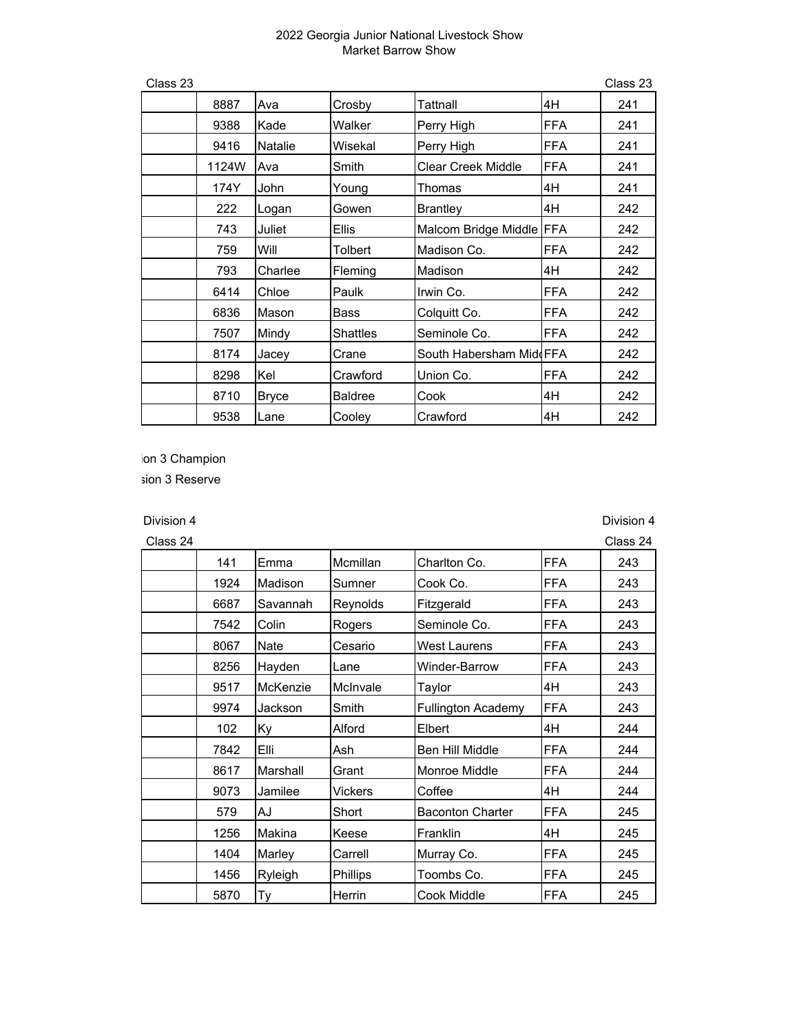2022 Georgia Junior National Livestock Show
Market Barrow Show

Class 23 | Class 23

| | | | | | | |
|---|---|---|---|---|---|---|
| | 8887 | Ava | Crosby | Tattnall | 4H | 241 |
| | 9388 | Kade | Walker | Perry High | FFA | 241 |
| | 9416 | Natalie | Wisekal | Perry High | FFA | 241 |
| | 1124W | Ava | Smith | Clear Creek Middle | FFA | 241 |
| | 174Y | John | Young | Thomas | 4H | 241 |
| | 222 | Logan | Gowen | Brantley | 4H | 242 |
| | 743 | Juliet | Ellis | Malcom Bridge Middle | FFA | 242 |
| | 759 | Will | Tolbert | Madison Co. | FFA | 242 |
| | 793 | Charlee | Fleming | Madison | 4H | 242 |
| | 6414 | Chloe | Paulk | Irwin Co. | FFA | 242 |
| | 6836 | Mason | Bass | Colquitt Co. | FFA | 242 |
| | 7507 | Mindy | Shattles | Seminole Co. | FFA | 242 |
| | 8174 | Jacey | Crane | South Habersham Midd | FFA | 242 |
| | 8298 | Kel | Crawford | Union Co. | FFA | 242 |
| | 8710 | Bryce | Baldree | Cook | 4H | 242 |
| | 9538 | Lane | Cooley | Crawford | 4H | 242 |

ion 3 Champion

sion 3 Reserve

Division 4 | Division 4

Class 24 | Class 24

| | | | | | | |
|---|---|---|---|---|---|---|
| | 141 | Emma | Mcmillan | Charlton Co. | FFA | 243 |
| | 1924 | Madison | Sumner | Cook Co. | FFA | 243 |
| | 6687 | Savannah | Reynolds | Fitzgerald | FFA | 243 |
| | 7542 | Colin | Rogers | Seminole Co. | FFA | 243 |
| | 8067 | Nate | Cesario | West Laurens | FFA | 243 |
| | 8256 | Hayden | Lane | Winder-Barrow | FFA | 243 |
| | 9517 | McKenzie | McInvale | Taylor | 4H | 243 |
| | 9974 | Jackson | Smith | Fullington Academy | FFA | 243 |
| | 102 | Ky | Alford | Elbert | 4H | 244 |
| | 7842 | Elli | Ash | Ben Hill Middle | FFA | 244 |
| | 8617 | Marshall | Grant | Monroe Middle | FFA | 244 |
| | 9073 | Jamilee | Vickers | Coffee | 4H | 244 |
| | 579 | AJ | Short | Baconton Charter | FFA | 245 |
| | 1256 | Makina | Keese | Franklin | 4H | 245 |
| | 1404 | Marley | Carrell | Murray Co. | FFA | 245 |
| | 1456 | Ryleigh | Phillips | Toombs Co. | FFA | 245 |
| | 5870 | Ty | Herrin | Cook Middle | FFA | 245 |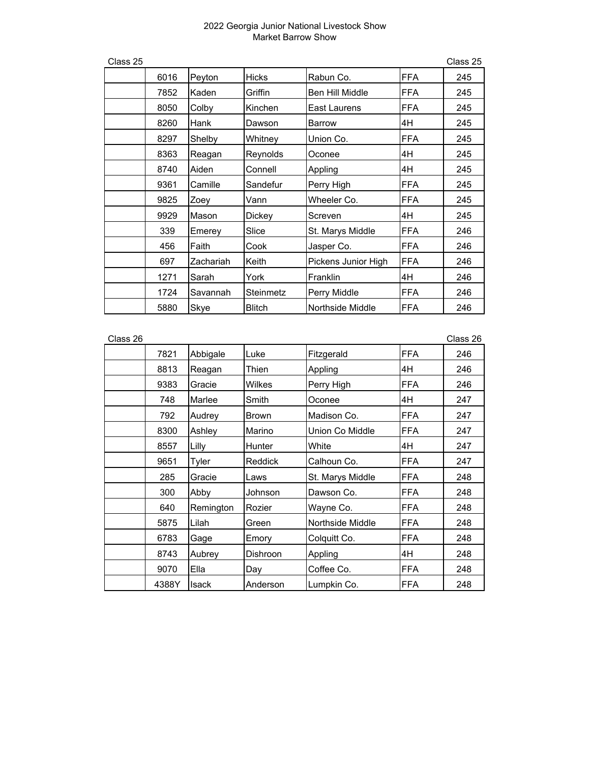# 2022 Georgia Junior National Livestock Show
## Market Barrow Show

Class 25

| | | | | | | |
|---|---|---|---|---|---|---|
| | 6016 | Peyton | Hicks | Rabun Co. | FFA | 245 |
| | 7852 | Kaden | Griffin | Ben Hill Middle | FFA | 245 |
| | 8050 | Colby | Kinchen | East Laurens | FFA | 245 |
| | 8260 | Hank | Dawson | Barrow | 4H | 245 |
| | 8297 | Shelby | Whitney | Union Co. | FFA | 245 |
| | 8363 | Reagan | Reynolds | Oconee | 4H | 245 |
| | 8740 | Aiden | Connell | Appling | 4H | 245 |
| | 9361 | Camille | Sandefur | Perry High | FFA | 245 |
| | 9825 | Zoey | Vann | Wheeler Co. | FFA | 245 |
| | 9929 | Mason | Dickey | Screven | 4H | 245 |
| | 339 | Emerey | Slice | St. Marys Middle | FFA | 246 |
| | 456 | Faith | Cook | Jasper Co. | FFA | 246 |
| | 697 | Zachariah | Keith | Pickens Junior High | FFA | 246 |
| | 1271 | Sarah | York | Franklin | 4H | 246 |
| | 1724 | Savannah | Steinmetz | Perry Middle | FFA | 246 |
| | 5880 | Skye | Blitch | Northside Middle | FFA | 246 |

Class 26

| | | | | | | |
|---|---|---|---|---|---|---|
| | 7821 | Abbigale | Luke | Fitzgerald | FFA | 246 |
| | 8813 | Reagan | Thien | Appling | 4H | 246 |
| | 9383 | Gracie | Wilkes | Perry High | FFA | 246 |
| | 748 | Marlee | Smith | Oconee | 4H | 247 |
| | 792 | Audrey | Brown | Madison Co. | FFA | 247 |
| | 8300 | Ashley | Marino | Union Co Middle | FFA | 247 |
| | 8557 | Lilly | Hunter | White | 4H | 247 |
| | 9651 | Tyler | Reddick | Calhoun Co. | FFA | 247 |
| | 285 | Gracie | Laws | St. Marys Middle | FFA | 248 |
| | 300 | Abby | Johnson | Dawson Co. | FFA | 248 |
| | 640 | Remington | Rozier | Wayne Co. | FFA | 248 |
| | 5875 | Lilah | Green | Northside Middle | FFA | 248 |
| | 6783 | Gage | Emory | Colquitt Co. | FFA | 248 |
| | 8743 | Aubrey | Dishroon | Appling | 4H | 248 |
| | 9070 | Ella | Day | Coffee Co. | FFA | 248 |
| | 4388Y | Isack | Anderson | Lumpkin Co. | FFA | 248 |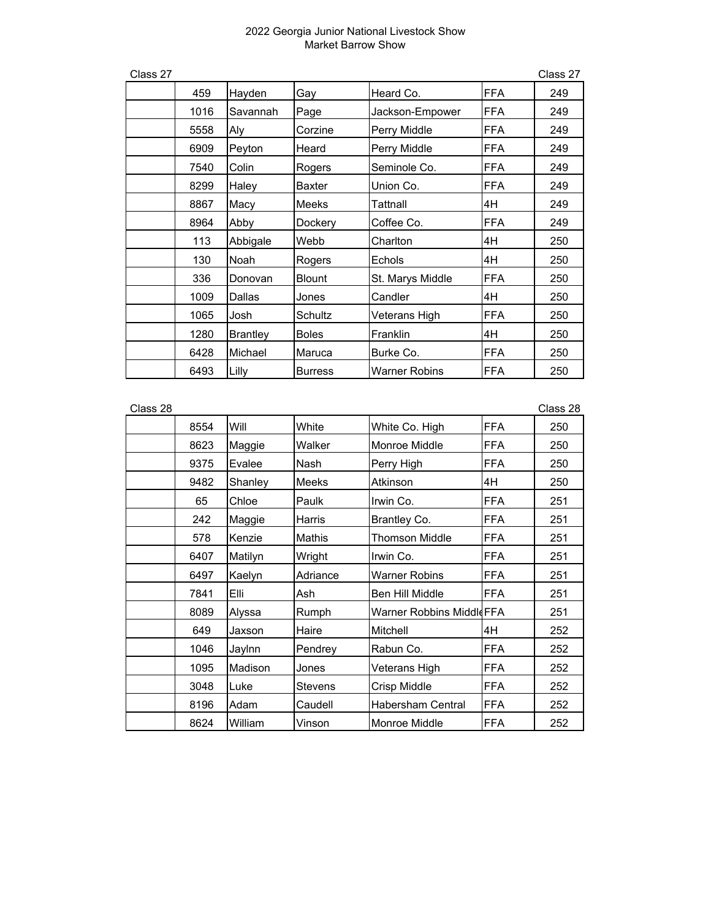2022 Georgia Junior National Livestock Show
Market Barrow Show

Class 27

| | | | | | | |
|---|---|---|---|---|---|---|
| | 459 | Hayden | Gay | Heard Co. | FFA | 249 |
| | 1016 | Savannah | Page | Jackson-Empower | FFA | 249 |
| | 5558 | Aly | Corzine | Perry Middle | FFA | 249 |
| | 6909 | Peyton | Heard | Perry Middle | FFA | 249 |
| | 7540 | Colin | Rogers | Seminole Co. | FFA | 249 |
| | 8299 | Haley | Baxter | Union Co. | FFA | 249 |
| | 8867 | Macy | Meeks | Tattnall | 4H | 249 |
| | 8964 | Abby | Dockery | Coffee Co. | FFA | 249 |
| | 113 | Abbigale | Webb | Charlton | 4H | 250 |
| | 130 | Noah | Rogers | Echols | 4H | 250 |
| | 336 | Donovan | Blount | St. Marys Middle | FFA | 250 |
| | 1009 | Dallas | Jones | Candler | 4H | 250 |
| | 1065 | Josh | Schultz | Veterans High | FFA | 250 |
| | 1280 | Brantley | Boles | Franklin | 4H | 250 |
| | 6428 | Michael | Maruca | Burke Co. | FFA | 250 |
| | 6493 | Lilly | Burress | Warner Robins | FFA | 250 |

Class 28

| | | | | | | |
|---|---|---|---|---|---|---|
| | 8554 | Will | White | White Co. High | FFA | 250 |
| | 8623 | Maggie | Walker | Monroe Middle | FFA | 250 |
| | 9375 | Evalee | Nash | Perry High | FFA | 250 |
| | 9482 | Shanley | Meeks | Atkinson | 4H | 250 |
| | 65 | Chloe | Paulk | Irwin Co. | FFA | 251 |
| | 242 | Maggie | Harris | Brantley Co. | FFA | 251 |
| | 578 | Kenzie | Mathis | Thomson Middle | FFA | 251 |
| | 6407 | Matilyn | Wright | Irwin Co. | FFA | 251 |
| | 6497 | Kaelyn | Adriance | Warner Robins | FFA | 251 |
| | 7841 | Elli | Ash | Ben Hill Middle | FFA | 251 |
| | 8089 | Alyssa | Rumph | Warner Robbins Middle | FFA | 251 |
| | 649 | Jaxson | Haire | Mitchell | 4H | 252 |
| | 1046 | Jaylnn | Pendrey | Rabun Co. | FFA | 252 |
| | 1095 | Madison | Jones | Veterans High | FFA | 252 |
| | 3048 | Luke | Stevens | Crisp Middle | FFA | 252 |
| | 8196 | Adam | Caudell | Habersham Central | FFA | 252 |
| | 8624 | William | Vinson | Monroe Middle | FFA | 252 |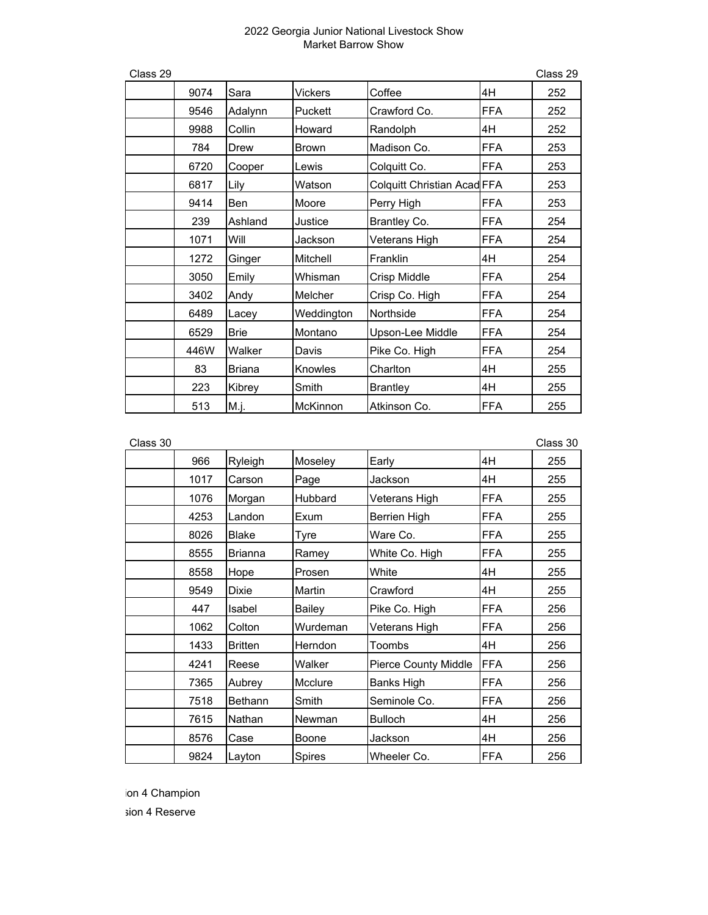# 2022 Georgia Junior National Livestock Show
## Market Barrow Show

Class 29

| | | | | | | |
|---|---|---|---|---|---|---|
| | 9074 | Sara | Vickers | Coffee | 4H | 252 |
| | 9546 | Adalynn | Puckett | Crawford Co. | FFA | 252 |
| | 9988 | Collin | Howard | Randolph | 4H | 252 |
| | 784 | Drew | Brown | Madison Co. | FFA | 253 |
| | 6720 | Cooper | Lewis | Colquitt Co. | FFA | 253 |
| | 6817 | Lily | Watson | Colquitt Christian Acad | FFA | 253 |
| | 9414 | Ben | Moore | Perry High | FFA | 253 |
| | 239 | Ashland | Justice | Brantley Co. | FFA | 254 |
| | 1071 | Will | Jackson | Veterans High | FFA | 254 |
| | 1272 | Ginger | Mitchell | Franklin | 4H | 254 |
| | 3050 | Emily | Whisman | Crisp Middle | FFA | 254 |
| | 3402 | Andy | Melcher | Crisp Co. High | FFA | 254 |
| | 6489 | Lacey | Weddington | Northside | FFA | 254 |
| | 6529 | Brie | Montano | Upson-Lee Middle | FFA | 254 |
| | 446W | Walker | Davis | Pike Co. High | FFA | 254 |
| | 83 | Briana | Knowles | Charlton | 4H | 255 |
| | 223 | Kibrey | Smith | Brantley | 4H | 255 |
| | 513 | M.j. | McKinnon | Atkinson Co. | FFA | 255 |

Class 30

| | | | | | | |
|---|---|---|---|---|---|---|
| | 966 | Ryleigh | Moseley | Early | 4H | 255 |
| | 1017 | Carson | Page | Jackson | 4H | 255 |
| | 1076 | Morgan | Hubbard | Veterans High | FFA | 255 |
| | 4253 | Landon | Exum | Berrien High | FFA | 255 |
| | 8026 | Blake | Tyre | Ware Co. | FFA | 255 |
| | 8555 | Brianna | Ramey | White Co. High | FFA | 255 |
| | 8558 | Hope | Prosen | White | 4H | 255 |
| | 9549 | Dixie | Martin | Crawford | 4H | 255 |
| | 447 | Isabel | Bailey | Pike Co. High | FFA | 256 |
| | 1062 | Colton | Wurdeman | Veterans High | FFA | 256 |
| | 1433 | Britten | Herndon | Toombs | 4H | 256 |
| | 4241 | Reese | Walker | Pierce County Middle | FFA | 256 |
| | 7365 | Aubrey | Mcclure | Banks High | FFA | 256 |
| | 7518 | Bethann | Smith | Seminole Co. | FFA | 256 |
| | 7615 | Nathan | Newman | Bulloch | 4H | 256 |
| | 8576 | Case | Boone | Jackson | 4H | 256 |
| | 9824 | Layton | Spires | Wheeler Co. | FFA | 256 |

ion 4 Champion

sion 4 Reserve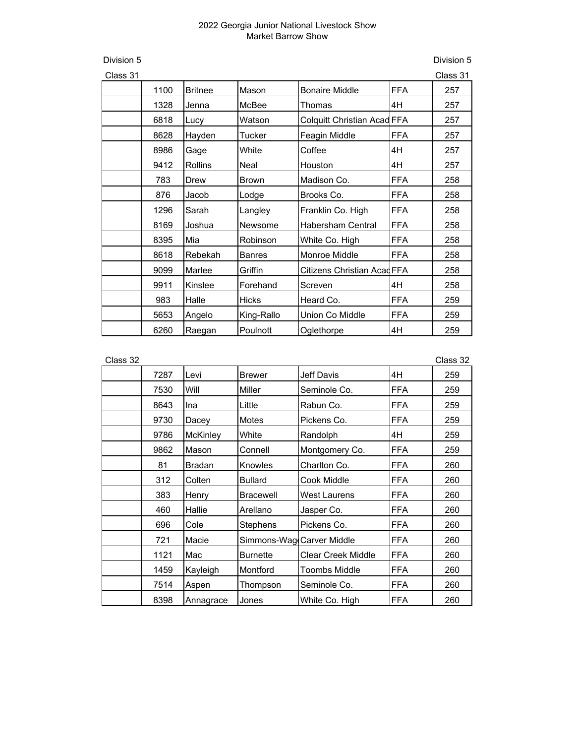# 2022 Georgia Junior National Livestock Show
## Market Barrow Show

Division 5

Class 31

| | | | | | | |
|---|---|---|---|---|---|---|
| | 1100 | Britnee | Mason | Bonaire Middle | FFA | 257 |
| | 1328 | Jenna | McBee | Thomas | 4H | 257 |
| | 6818 | Lucy | Watson | Colquitt Christian Acad | FFA | 257 |
| | 8628 | Hayden | Tucker | Feagin Middle | FFA | 257 |
| | 8986 | Gage | White | Coffee | 4H | 257 |
| | 9412 | Rollins | Neal | Houston | 4H | 257 |
| | 783 | Drew | Brown | Madison Co. | FFA | 258 |
| | 876 | Jacob | Lodge | Brooks Co. | FFA | 258 |
| | 1296 | Sarah | Langley | Franklin Co. High | FFA | 258 |
| | 8169 | Joshua | Newsome | Habersham Central | FFA | 258 |
| | 8395 | Mia | Robinson | White Co. High | FFA | 258 |
| | 8618 | Rebekah | Banres | Monroe Middle | FFA | 258 |
| | 9099 | Marlee | Griffin | Citizens Christian Acad | FFA | 258 |
| | 9911 | Kinslee | Forehand | Screven | 4H | 258 |
| | 983 | Halle | Hicks | Heard Co. | FFA | 259 |
| | 5653 | Angelo | King-Rallo | Union Co Middle | FFA | 259 |
| | 6260 | Raegan | Poulnott | Oglethorpe | 4H | 259 |

Class 32

| | | | | | | |
|---|---|---|---|---|---|---|
| | 7287 | Levi | Brewer | Jeff Davis | 4H | 259 |
| | 7530 | Will | Miller | Seminole Co. | FFA | 259 |
| | 8643 | Ina | Little | Rabun Co. | FFA | 259 |
| | 9730 | Dacey | Motes | Pickens Co. | FFA | 259 |
| | 9786 | McKinley | White | Randolph | 4H | 259 |
| | 9862 | Mason | Connell | Montgomery Co. | FFA | 259 |
| | 81 | Bradan | Knowles | Charlton Co. | FFA | 260 |
| | 312 | Colten | Bullard | Cook Middle | FFA | 260 |
| | 383 | Henry | Bracewell | West Laurens | FFA | 260 |
| | 460 | Hallie | Arellano | Jasper Co. | FFA | 260 |
| | 696 | Cole | Stephens | Pickens Co. | FFA | 260 |
| | 721 | Macie | Simmons-Wag | Carver Middle | FFA | 260 |
| | 1121 | Mac | Burnette | Clear Creek Middle | FFA | 260 |
| | 1459 | Kayleigh | Montford | Toombs Middle | FFA | 260 |
| | 7514 | Aspen | Thompson | Seminole Co. | FFA | 260 |
| | 8398 | Annagrace | Jones | White Co. High | FFA | 260 |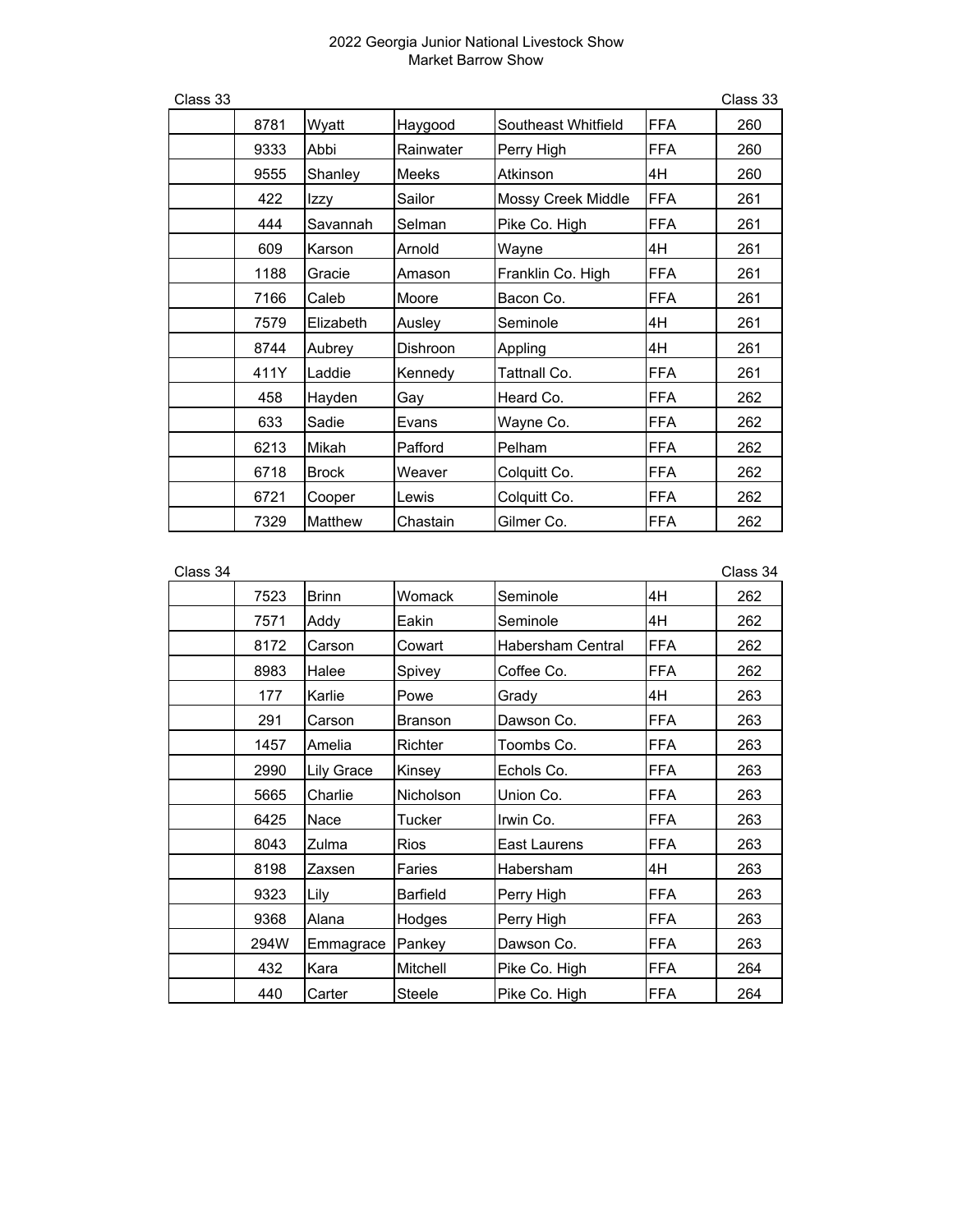2022 Georgia Junior National Livestock Show
Market Barrow Show

Class 33 Class 33

| | | | | | | |
|---|---|---|---|---|---|---|
| | 8781 | Wyatt | Haygood | Southeast Whitfield | FFA | 260 |
| | 9333 | Abbi | Rainwater | Perry High | FFA | 260 |
| | 9555 | Shanley | Meeks | Atkinson | 4H | 260 |
| | 422 | Izzy | Sailor | Mossy Creek Middle | FFA | 261 |
| | 444 | Savannah | Selman | Pike Co. High | FFA | 261 |
| | 609 | Karson | Arnold | Wayne | 4H | 261 |
| | 1188 | Gracie | Amason | Franklin Co. High | FFA | 261 |
| | 7166 | Caleb | Moore | Bacon Co. | FFA | 261 |
| | 7579 | Elizabeth | Ausley | Seminole | 4H | 261 |
| | 8744 | Aubrey | Dishroon | Appling | 4H | 261 |
| | 411Y | Laddie | Kennedy | Tattnall Co. | FFA | 261 |
| | 458 | Hayden | Gay | Heard Co. | FFA | 262 |
| | 633 | Sadie | Evans | Wayne Co. | FFA | 262 |
| | 6213 | Mikah | Pafford | Pelham | FFA | 262 |
| | 6718 | Brock | Weaver | Colquitt Co. | FFA | 262 |
| | 6721 | Cooper | Lewis | Colquitt Co. | FFA | 262 |
| | 7329 | Matthew | Chastain | Gilmer Co. | FFA | 262 |

Class 34 Class 34

| | | | | | | |
|---|---|---|---|---|---|---|
| | 7523 | Brinn | Womack | Seminole | 4H | 262 |
| | 7571 | Addy | Eakin | Seminole | 4H | 262 |
| | 8172 | Carson | Cowart | Habersham Central | FFA | 262 |
| | 8983 | Halee | Spivey | Coffee Co. | FFA | 262 |
| | 177 | Karlie | Powe | Grady | 4H | 263 |
| | 291 | Carson | Branson | Dawson Co. | FFA | 263 |
| | 1457 | Amelia | Richter | Toombs Co. | FFA | 263 |
| | 2990 | Lily Grace | Kinsey | Echols Co. | FFA | 263 |
| | 5665 | Charlie | Nicholson | Union Co. | FFA | 263 |
| | 6425 | Nace | Tucker | Irwin Co. | FFA | 263 |
| | 8043 | Zulma | Rios | East Laurens | FFA | 263 |
| | 8198 | Zaxsen | Faries | Habersham | 4H | 263 |
| | 9323 | Lily | Barfield | Perry High | FFA | 263 |
| | 9368 | Alana | Hodges | Perry High | FFA | 263 |
| | 294W | Emmagrace | Pankey | Dawson Co. | FFA | 263 |
| | 432 | Kara | Mitchell | Pike Co. High | FFA | 264 |
| | 440 | Carter | Steele | Pike Co. High | FFA | 264 |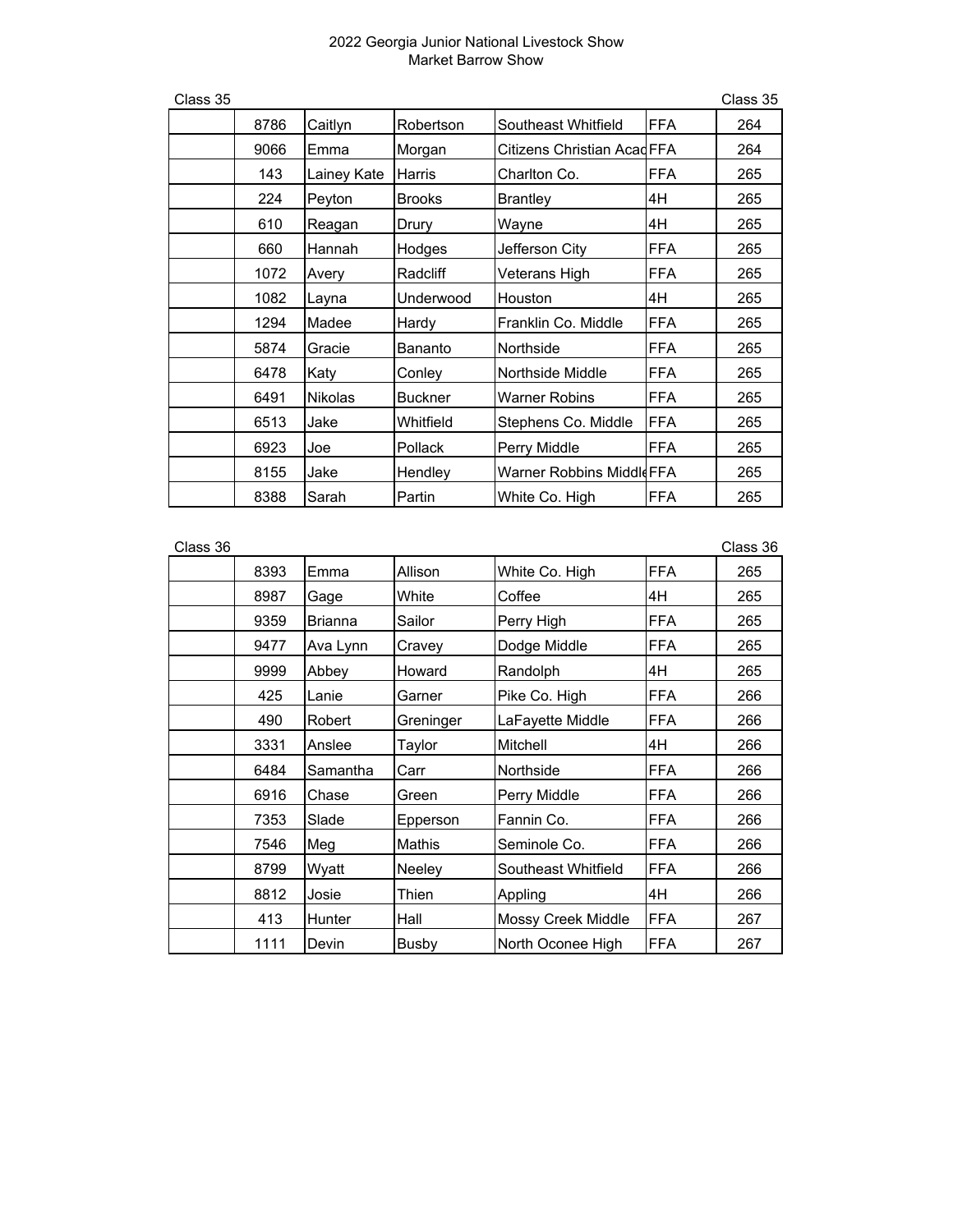2022 Georgia Junior National Livestock Show
Market Barrow Show

Class 35

| | | | | | | |
|---|---|---|---|---|---|---|
| | 8786 | Caitlyn | Robertson | Southeast Whitfield | FFA | 264 |
| | 9066 | Emma | Morgan | Citizens Christian Acad | FFA | 264 |
| | 143 | Lainey Kate | Harris | Charlton Co. | FFA | 265 |
| | 224 | Peyton | Brooks | Brantley | 4H | 265 |
| | 610 | Reagan | Drury | Wayne | 4H | 265 |
| | 660 | Hannah | Hodges | Jefferson City | FFA | 265 |
| | 1072 | Avery | Radcliff | Veterans High | FFA | 265 |
| | 1082 | Layna | Underwood | Houston | 4H | 265 |
| | 1294 | Madee | Hardy | Franklin Co. Middle | FFA | 265 |
| | 5874 | Gracie | Bananto | Northside | FFA | 265 |
| | 6478 | Katy | Conley | Northside Middle | FFA | 265 |
| | 6491 | Nikolas | Buckner | Warner Robins | FFA | 265 |
| | 6513 | Jake | Whitfield | Stephens Co. Middle | FFA | 265 |
| | 6923 | Joe | Pollack | Perry Middle | FFA | 265 |
| | 8155 | Jake | Hendley | Warner Robins Middle | FFA | 265 |
| | 8388 | Sarah | Partin | White Co. High | FFA | 265 |

Class 36

| | | | | | | |
|---|---|---|---|---|---|---|
| | 8393 | Emma | Allison | White Co. High | FFA | 265 |
| | 8987 | Gage | White | Coffee | 4H | 265 |
| | 9359 | Brianna | Sailor | Perry High | FFA | 265 |
| | 9477 | Ava Lynn | Cravey | Dodge Middle | FFA | 265 |
| | 9999 | Abbey | Howard | Randolph | 4H | 265 |
| | 425 | Lanie | Garner | Pike Co. High | FFA | 266 |
| | 490 | Robert | Greninger | LaFayette Middle | FFA | 266 |
| | 3331 | Anslee | Taylor | Mitchell | 4H | 266 |
| | 6484 | Samantha | Carr | Northside | FFA | 266 |
| | 6916 | Chase | Green | Perry Middle | FFA | 266 |
| | 7353 | Slade | Epperson | Fannin Co. | FFA | 266 |
| | 7546 | Meg | Mathis | Seminole Co. | FFA | 266 |
| | 8799 | Wyatt | Neeley | Southeast Whitfield | FFA | 266 |
| | 8812 | Josie | Thien | Appling | 4H | 266 |
| | 413 | Hunter | Hall | Mossy Creek Middle | FFA | 267 |
| | 1111 | Devin | Busby | North Oconee High | FFA | 267 |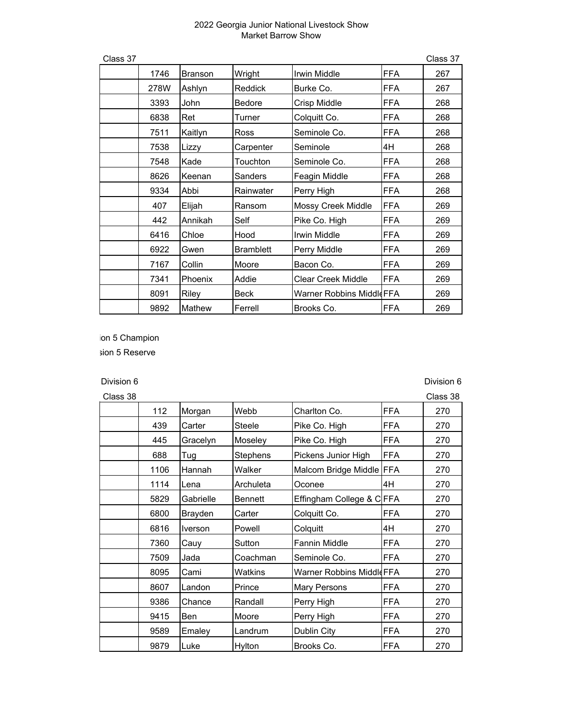2022 Georgia Junior National Livestock Show
Market Barrow Show

Class 37 | Class 37

| | | | | | | |
|---|---|---|---|---|---|---|
| | 1746 | Branson | Wright | Irwin Middle | FFA | 267 |
| | 278W | Ashlyn | Reddick | Burke Co. | FFA | 267 |
| | 3393 | John | Bedore | Crisp Middle | FFA | 268 |
| | 6838 | Ret | Turner | Colquitt Co. | FFA | 268 |
| | 7511 | Kaitlyn | Ross | Seminole Co. | FFA | 268 |
| | 7538 | Lizzy | Carpenter | Seminole | 4H | 268 |
| | 7548 | Kade | Touchton | Seminole Co. | FFA | 268 |
| | 8626 | Keenan | Sanders | Feagin Middle | FFA | 268 |
| | 9334 | Abbi | Rainwater | Perry High | FFA | 268 |
| | 407 | Elijah | Ransom | Mossy Creek Middle | FFA | 269 |
| | 442 | Annikah | Self | Pike Co. High | FFA | 269 |
| | 6416 | Chloe | Hood | Irwin Middle | FFA | 269 |
| | 6922 | Gwen | Bramblett | Perry Middle | FFA | 269 |
| | 7167 | Collin | Moore | Bacon Co. | FFA | 269 |
| | 7341 | Phoenix | Addie | Clear Creek Middle | FFA | 269 |
| | 8091 | Riley | Beck | Warner Robbins Middle | FFA | 269 |
| | 9892 | Mathew | Ferrell | Brooks Co. | FFA | 269 |

ion 5 Champion

sion 5 Reserve

Division 6 | Division 6

Class 38 | Class 38

| | | | | | | |
|---|---|---|---|---|---|---|
| | 112 | Morgan | Webb | Charlton Co. | FFA | 270 |
| | 439 | Carter | Steele | Pike Co. High | FFA | 270 |
| | 445 | Gracelyn | Moseley | Pike Co. High | FFA | 270 |
| | 688 | Tug | Stephens | Pickens Junior High | FFA | 270 |
| | 1106 | Hannah | Walker | Malcom Bridge Middle | FFA | 270 |
| | 1114 | Lena | Archuleta | Oconee | 4H | 270 |
| | 5829 | Gabrielle | Bennett | Effingham College & C | FFA | 270 |
| | 6800 | Brayden | Carter | Colquitt Co. | FFA | 270 |
| | 6816 | Iverson | Powell | Colquitt | 4H | 270 |
| | 7360 | Cauy | Sutton | Fannin Middle | FFA | 270 |
| | 7509 | Jada | Coachman | Seminole Co. | FFA | 270 |
| | 8095 | Cami | Watkins | Warner Robbins Middle | FFA | 270 |
| | 8607 | Landon | Prince | Mary Persons | FFA | 270 |
| | 9386 | Chance | Randall | Perry High | FFA | 270 |
| | 9415 | Ben | Moore | Perry High | FFA | 270 |
| | 9589 | Emaley | Landrum | Dublin City | FFA | 270 |
| | 9879 | Luke | Hylton | Brooks Co. | FFA | 270 |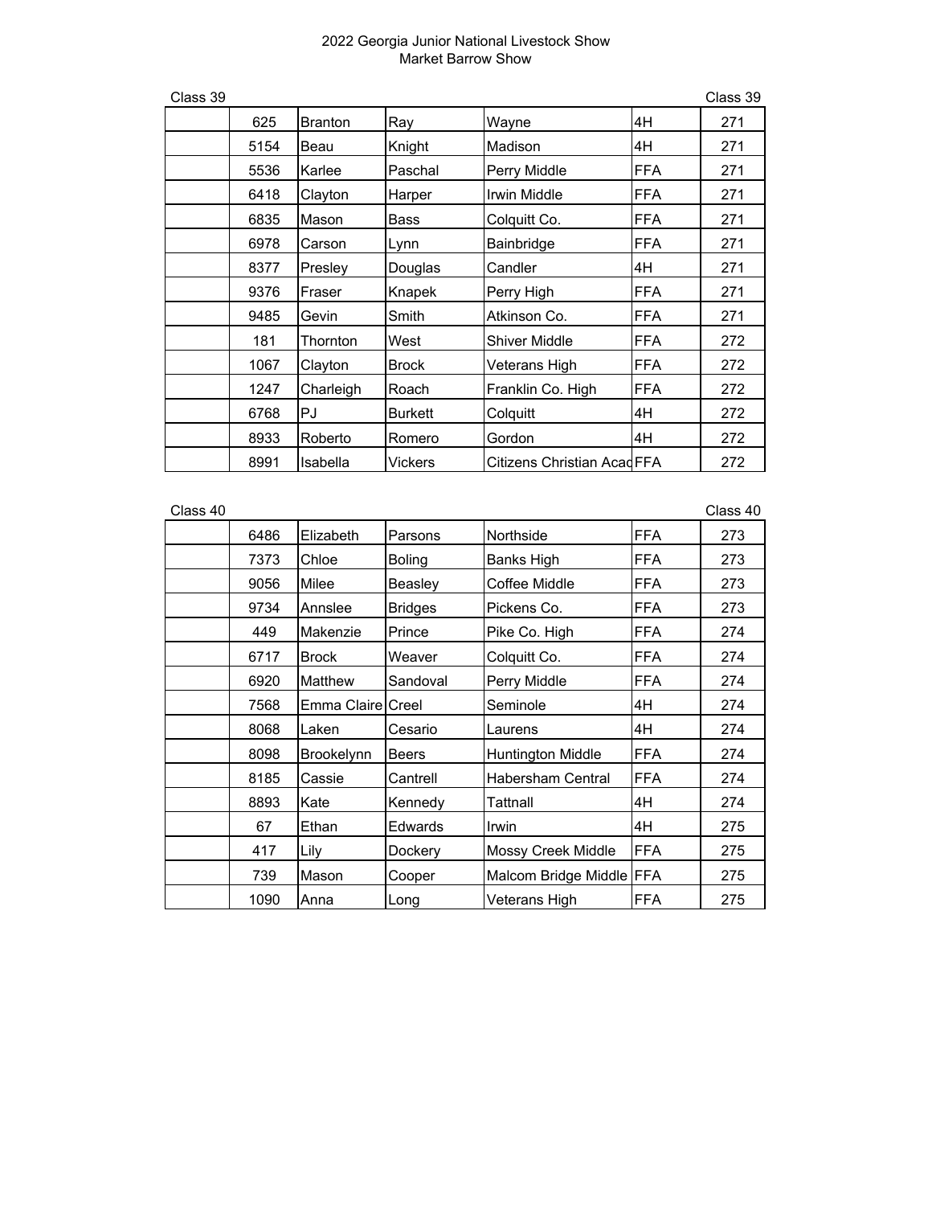2022 Georgia Junior National Livestock Show
Market Barrow Show

Class 39

| | | | | | | |
|---|---|---|---|---|---|---|
| | 625 | Branton | Ray | Wayne | 4H | 271 |
| | 5154 | Beau | Knight | Madison | 4H | 271 |
| | 5536 | Karlee | Paschal | Perry Middle | FFA | 271 |
| | 6418 | Clayton | Harper | Irwin Middle | FFA | 271 |
| | 6835 | Mason | Bass | Colquitt Co. | FFA | 271 |
| | 6978 | Carson | Lynn | Bainbridge | FFA | 271 |
| | 8377 | Presley | Douglas | Candler | 4H | 271 |
| | 9376 | Fraser | Knapek | Perry High | FFA | 271 |
| | 9485 | Gevin | Smith | Atkinson Co. | FFA | 271 |
| | 181 | Thornton | West | Shiver Middle | FFA | 272 |
| | 1067 | Clayton | Brock | Veterans High | FFA | 272 |
| | 1247 | Charleigh | Roach | Franklin Co. High | FFA | 272 |
| | 6768 | PJ | Burkett | Colquitt | 4H | 272 |
| | 8933 | Roberto | Romero | Gordon | 4H | 272 |
| | 8991 | Isabella | Vickers | Citizens Christian Acad | FFA | 272 |

Class 40

| | | | | | | |
|---|---|---|---|---|---|---|
| | 6486 | Elizabeth | Parsons | Northside | FFA | 273 |
| | 7373 | Chloe | Boling | Banks High | FFA | 273 |
| | 9056 | Milee | Beasley | Coffee Middle | FFA | 273 |
| | 9734 | Annslee | Bridges | Pickens Co. | FFA | 273 |
| | 449 | Makenzie | Prince | Pike Co. High | FFA | 274 |
| | 6717 | Brock | Weaver | Colquitt Co. | FFA | 274 |
| | 6920 | Matthew | Sandoval | Perry Middle | FFA | 274 |
| | 7568 | Emma Claire | Creel | Seminole | 4H | 274 |
| | 8068 | Laken | Cesario | Laurens | 4H | 274 |
| | 8098 | Brookelynn | Beers | Huntington Middle | FFA | 274 |
| | 8185 | Cassie | Cantrell | Habersham Central | FFA | 274 |
| | 8893 | Kate | Kennedy | Tattnall | 4H | 274 |
| | 67 | Ethan | Edwards | Irwin | 4H | 275 |
| | 417 | Lily | Dockery | Mossy Creek Middle | FFA | 275 |
| | 739 | Mason | Cooper | Malcom Bridge Middle | FFA | 275 |
| | 1090 | Anna | Long | Veterans High | FFA | 275 |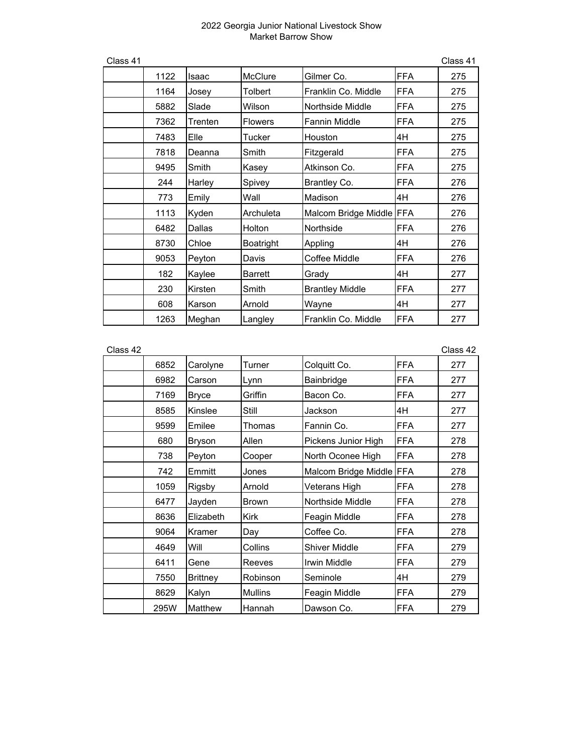# 2022 Georgia Junior National Livestock Show
## Market Barrow Show

Class 41

| | | | | | | |
|---|---|---|---|---|---|---|
| | 1122 | Isaac | McClure | Gilmer Co. | FFA | 275 |
| | 1164 | Josey | Tolbert | Franklin Co. Middle | FFA | 275 |
| | 5882 | Slade | Wilson | Northside Middle | FFA | 275 |
| | 7362 | Trenten | Flowers | Fannin Middle | FFA | 275 |
| | 7483 | Elle | Tucker | Houston | 4H | 275 |
| | 7818 | Deanna | Smith | Fitzgerald | FFA | 275 |
| | 9495 | Smith | Kasey | Atkinson Co. | FFA | 275 |
| | 244 | Harley | Spivey | Brantley Co. | FFA | 276 |
| | 773 | Emily | Wall | Madison | 4H | 276 |
| | 1113 | Kyden | Archuleta | Malcom Bridge Middle | FFA | 276 |
| | 6482 | Dallas | Holton | Northside | FFA | 276 |
| | 8730 | Chloe | Boatright | Appling | 4H | 276 |
| | 9053 | Peyton | Davis | Coffee Middle | FFA | 276 |
| | 182 | Kaylee | Barrett | Grady | 4H | 277 |
| | 230 | Kirsten | Smith | Brantley Middle | FFA | 277 |
| | 608 | Karson | Arnold | Wayne | 4H | 277 |
| | 1263 | Meghan | Langley | Franklin Co. Middle | FFA | 277 |

Class 42

| | | | | | | |
|---|---|---|---|---|---|---|
| | 6852 | Carolyne | Turner | Colquitt Co. | FFA | 277 |
| | 6982 | Carson | Lynn | Bainbridge | FFA | 277 |
| | 7169 | Bryce | Griffin | Bacon Co. | FFA | 277 |
| | 8585 | Kinslee | Still | Jackson | 4H | 277 |
| | 9599 | Emilee | Thomas | Fannin Co. | FFA | 277 |
| | 680 | Bryson | Allen | Pickens Junior High | FFA | 278 |
| | 738 | Peyton | Cooper | North Oconee High | FFA | 278 |
| | 742 | Emmitt | Jones | Malcom Bridge Middle | FFA | 278 |
| | 1059 | Rigsby | Arnold | Veterans High | FFA | 278 |
| | 6477 | Jayden | Brown | Northside Middle | FFA | 278 |
| | 8636 | Elizabeth | Kirk | Feagin Middle | FFA | 278 |
| | 9064 | Kramer | Day | Coffee Co. | FFA | 278 |
| | 4649 | Will | Collins | Shiver Middle | FFA | 279 |
| | 6411 | Gene | Reeves | Irwin Middle | FFA | 279 |
| | 7550 | Brittney | Robinson | Seminole | 4H | 279 |
| | 8629 | Kalyn | Mullins | Feagin Middle | FFA | 279 |
| | 295W | Matthew | Hannah | Dawson Co. | FFA | 279 |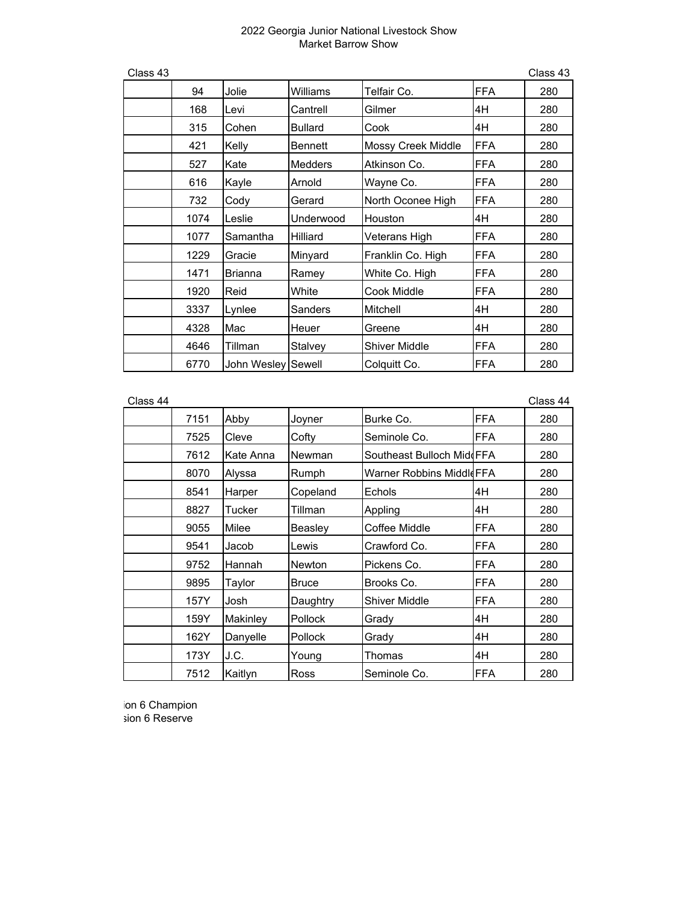2022 Georgia Junior National Livestock Show
Market Barrow Show

Class 43

| | | | | | | |
|---|---|---|---|---|---|---|
| | 94 | Jolie | Williams | Telfair Co. | FFA | 280 |
| | 168 | Levi | Cantrell | Gilmer | 4H | 280 |
| | 315 | Cohen | Bullard | Cook | 4H | 280 |
| | 421 | Kelly | Bennett | Mossy Creek Middle | FFA | 280 |
| | 527 | Kate | Medders | Atkinson Co. | FFA | 280 |
| | 616 | Kayle | Arnold | Wayne Co. | FFA | 280 |
| | 732 | Cody | Gerard | North Oconee High | FFA | 280 |
| | 1074 | Leslie | Underwood | Houston | 4H | 280 |
| | 1077 | Samantha | Hilliard | Veterans High | FFA | 280 |
| | 1229 | Gracie | Minyard | Franklin Co. High | FFA | 280 |
| | 1471 | Brianna | Ramey | White Co. High | FFA | 280 |
| | 1920 | Reid | White | Cook Middle | FFA | 280 |
| | 3337 | Lynlee | Sanders | Mitchell | 4H | 280 |
| | 4328 | Mac | Heuer | Greene | 4H | 280 |
| | 4646 | Tillman | Stalvey | Shiver Middle | FFA | 280 |
| | 6770 | John Wesley | Sewell | Colquitt Co. | FFA | 280 |

Class 44

| | | | | | | |
|---|---|---|---|---|---|---|
| | 7151 | Abby | Joyner | Burke Co. | FFA | 280 |
| | 7525 | Cleve | Cofty | Seminole Co. | FFA | 280 |
| | 7612 | Kate Anna | Newman | Southeast Bulloch Mid | FFA | 280 |
| | 8070 | Alyssa | Rumph | Warner Robbins Middle | FFA | 280 |
| | 8541 | Harper | Copeland | Echols | 4H | 280 |
| | 8827 | Tucker | Tillman | Appling | 4H | 280 |
| | 9055 | Milee | Beasley | Coffee Middle | FFA | 280 |
| | 9541 | Jacob | Lewis | Crawford Co. | FFA | 280 |
| | 9752 | Hannah | Newton | Pickens Co. | FFA | 280 |
| | 9895 | Taylor | Bruce | Brooks Co. | FFA | 280 |
| | 157Y | Josh | Daughtry | Shiver Middle | FFA | 280 |
| | 159Y | Makinley | Pollock | Grady | 4H | 280 |
| | 162Y | Danyelle | Pollock | Grady | 4H | 280 |
| | 173Y | J.C. | Young | Thomas | 4H | 280 |
| | 7512 | Kaitlyn | Ross | Seminole Co. | FFA | 280 |

ion 6 Champion
sion 6 Reserve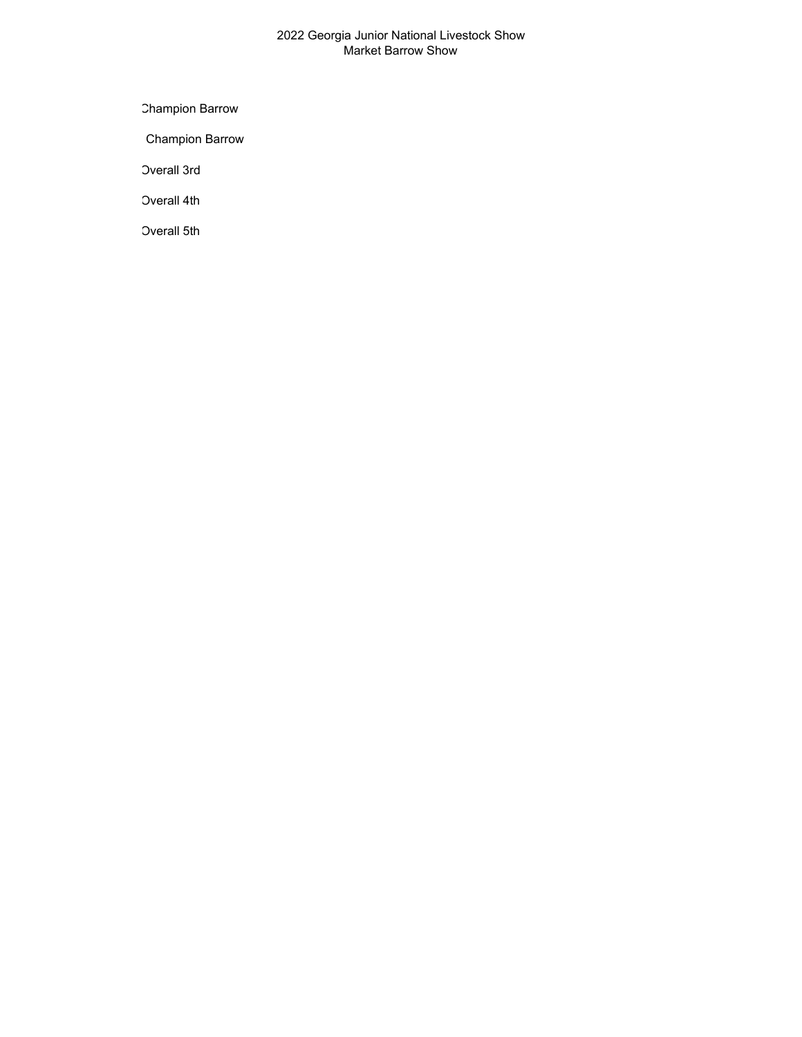2022 Georgia Junior National Livestock Show
Market Barrow Show

Champion Barrow

Champion Barrow

Overall 3rd

Overall 4th

Overall 5th